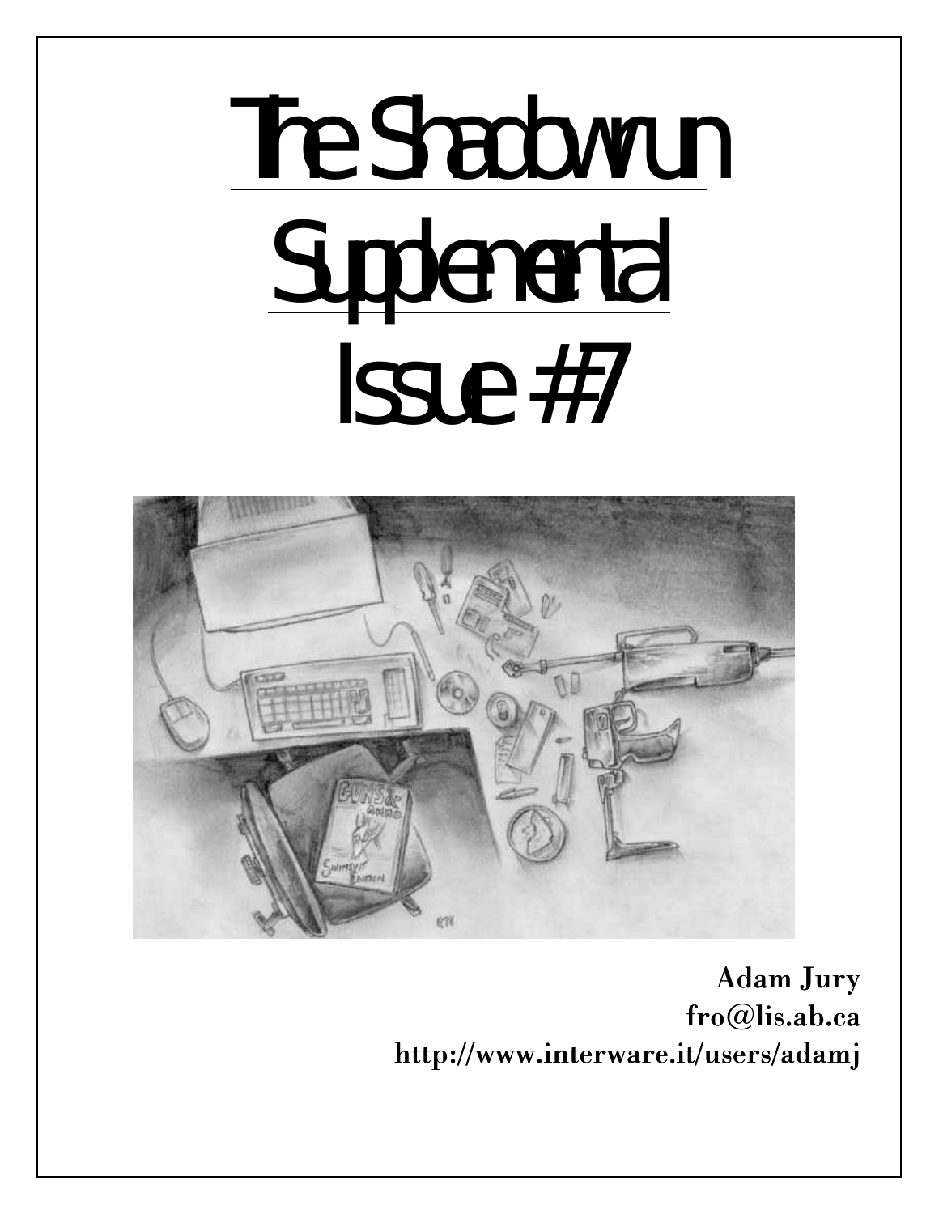# The Shadowrun Supplemental Issue #7

**Adam Jury**
**fro@lis.ab.ca**
**http://www.interware.it/users/adamj**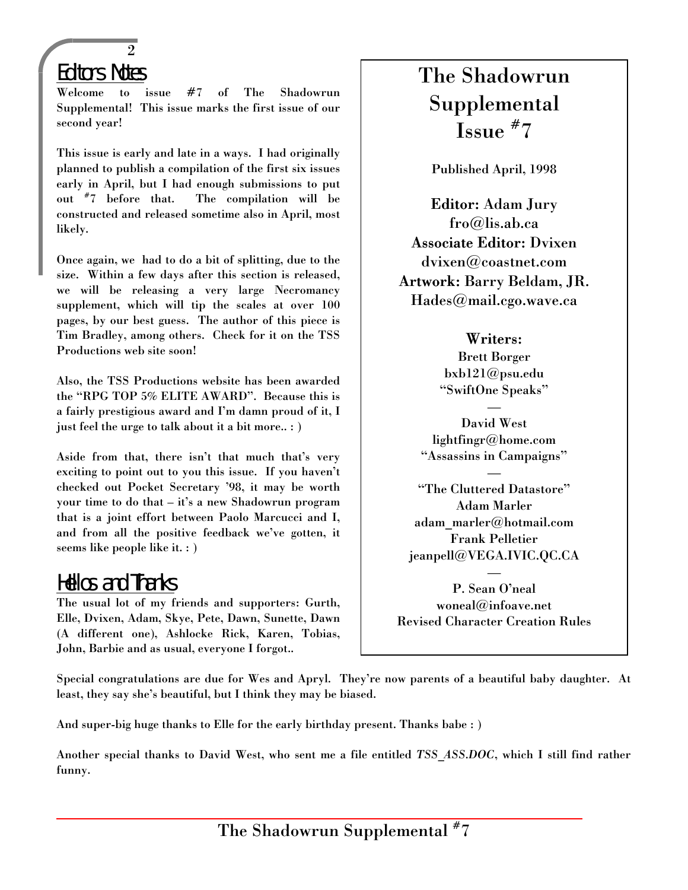## Editors Notes

Welcome to issue #7 of The Shadowrun Supplemental! This issue marks the first issue of our second year!

This issue is early and late in a ways. I had originally planned to publish a compilation of the first six issues early in April, but I had enough submissions to put out #7 before that. The compilation will be constructed and released sometime also in April, most likely.

Once again, we had to do a bit of splitting, due to the size. Within a few days after this section is released, we will be releasing a very large Necromancy supplement, which will tip the scales at over 100 pages, by our best guess. The author of this piece is Tim Bradley, among others. Check for it on the TSS Productions web site soon!

Also, the TSS Productions website has been awarded the "RPG TOP 5% ELITE AWARD". Because this is a fairly prestigious award and I'm damn proud of it, I just feel the urge to talk about it a bit more.. : )

Aside from that, there isn't that much that's very exciting to point out to you this issue. If you haven't checked out Pocket Secretary '98, it may be worth your time to do that – it's a new Shadowrun program that is a joint effort between Paolo Marcucci and I, and from all the positive feedback we've gotten, it seems like people like it. : )

## Hellos and Thanks

The usual lot of my friends and supporters: Gurth, Elle, Dvixen, Adam, Skye, Pete, Dawn, Sunette, Dawn (A different one), Ashlocke Rick, Karen, Tobias, John, Barbie and as usual, everyone I forgot..

# The Shadowrun Supplemental Issue #7

Published April, 1998

**Editor:** Adam Jury
fro@lis.ab.ca

**Associate Editor:** Dvixen
dvixen@coastnet.com

**Artwork:** Barry Beldam, JR.
Hades@mail.cgo.wave.ca

**Writers:**

Brett Borger
bxb121@psu.edu
"SwiftOne Speaks"

—

David West
lightfingr@home.com
"Assassins in Campaigns"

—

"The Cluttered Datastore"
Adam Marler
adam_marler@hotmail.com
Frank Pelletier
jeanpell@VEGA.IVIC.QC.CA

—

P. Sean O'neal
woneal@infoave.net
Revised Character Creation Rules

Special congratulations are due for Wes and Apryl. They're now parents of a beautiful baby daughter. At least, they say she's beautiful, but I think they may be biased.

And super-big huge thanks to Elle for the early birthday present. Thanks babe : )

Another special thanks to David West, who sent me a file entitled *TSS_ASS.DOC*, which I still find rather funny.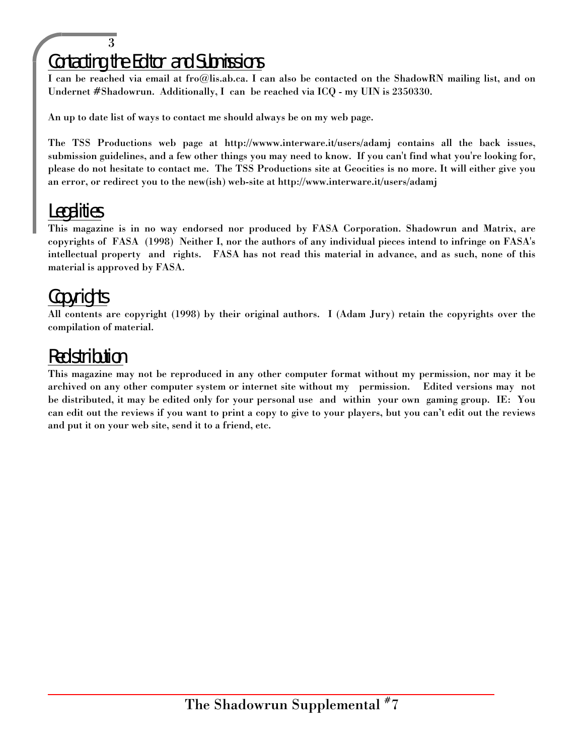## Contacting the Editor and Submissions

I can be reached via email at fro@lis.ab.ca. I can also be contacted on the ShadowRN mailing list, and on Undernet #Shadowrun. Additionally, I can be reached via ICQ - my UIN is 2350330.

An up to date list of ways to contact me should always be on my web page.

The TSS Productions web page at http://wwww.interware.it/users/adamj contains all the back issues, submission guidelines, and a few other things you may need to know. If you can't find what you're looking for, please do not hesitate to contact me. The TSS Productions site at Geocities is no more. It will either give you an error, or redirect you to the new(ish) web-site at http://www.interware.it/users/adamj

## Legalities

This magazine is in no way endorsed nor produced by FASA Corporation. Shadowrun and Matrix, are copyrights of FASA (1998) Neither I, nor the authors of any individual pieces intend to infringe on FASA's intellectual property and rights. FASA has not read this material in advance, and as such, none of this material is approved by FASA.

## Copyrights

All contents are copyright (1998) by their original authors. I (Adam Jury) retain the copyrights over the compilation of material.

## Redistribution

This magazine may not be reproduced in any other computer format without my permission, nor may it be archived on any other computer system or internet site without my permission. Edited versions may not be distributed, it may be edited only for your personal use and within your own gaming group. IE: You can edit out the reviews if you want to print a copy to give to your players, but you can't edit out the reviews and put it on your web site, send it to a friend, etc.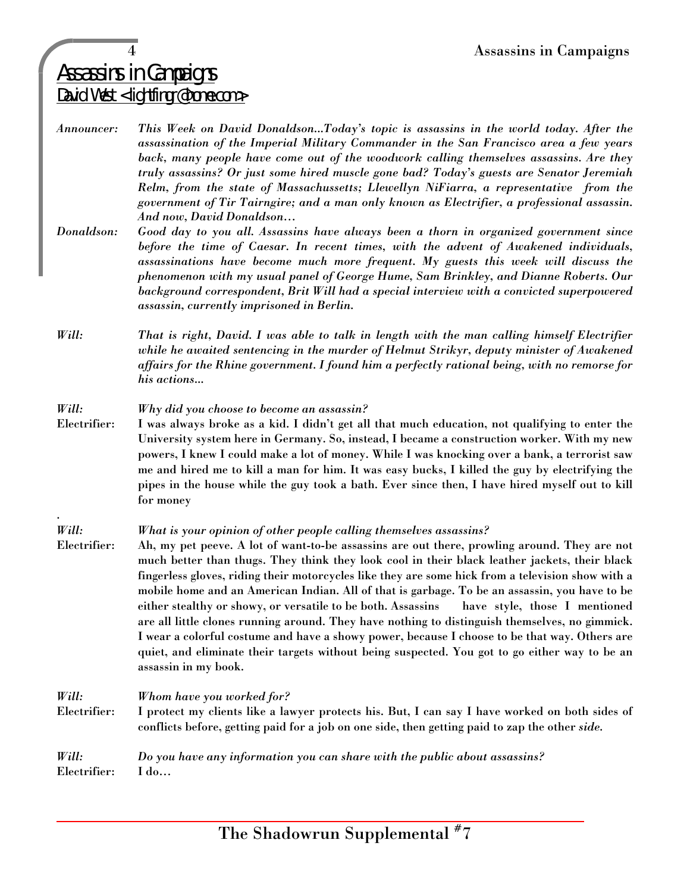# Assassins in Campaigns

David West <lightfing@home.com>

*Announcer:* *This Week on David Donaldson...Today's topic is assassins in the world today. After the assassination of the Imperial Military Commander in the San Francisco area a few years back, many people have come out of the woodwork calling themselves assassins. Are they truly assassins? Or just some hired muscle gone bad? Today's guests are Senator Jeremiah Relm, from the state of Massachussetts; Llewellyn NiFiarra, a representative from the government of Tir Tairngire; and a man only known as Electrifier, a professional assassin. And now, David Donaldson…*

*Donaldson:* *Good day to you all. Assassins have always been a thorn in organized government since before the time of Caesar. In recent times, with the advent of Awakened individuals, assassinations have become much more frequent. My guests this week will discuss the phenomenon with my usual panel of George Hume, Sam Brinkley, and Dianne Roberts. Our background correspondent, Brit Will had a special interview with a convicted superpowered assassin, currently imprisoned in Berlin.*

*Will:* *That is right, David. I was able to talk in length with the man calling himself Electrifier while he awaited sentencing in the murder of Helmut Strikyr, deputy minister of Awakened affairs for the Rhine government. I found him a perfectly rational being, with no remorse for his actions...*

*Will:* *Why did you choose to become an assassin?*

**Electrifier:** **I was always broke as a kid. I didn't get all that much education, not qualifying to enter the University system here in Germany. So, instead, I became a construction worker. With my new powers, I knew I could make a lot of money. While I was knocking over a bank, a terrorist saw me and hired me to kill a man for him. It was easy bucks, I killed the guy by electrifying the pipes in the house while the guy took a bath. Ever since then, I have hired myself out to kill for money**

.

*Will:* *What is your opinion of other people calling themselves assassins?*

**Electrifier:** **Ah, my pet peeve. A lot of want-to-be assassins are out there, prowling around. They are not much better than thugs. They think they look cool in their black leather jackets, their black fingerless gloves, riding their motorcycles like they are some hick from a television show with a mobile home and an American Indian. All of that is garbage. To be an assassin, you have to be either stealthy or showy, or versatile to be both. Assassins have style, those I mentioned are all little clones running around. They have nothing to distinguish themselves, no gimmick. I wear a colorful costume and have a showy power, because I choose to be that way. Others are quiet, and eliminate their targets without being suspected. You got to go either way to be an assassin in my book.**

*Will:* *Whom have you worked for?*

**Electrifier:** **I protect my clients like a lawyer protects his. But, I can say I have worked on both sides of conflicts before, getting paid for a job on one side, then getting paid to zap the other *side*.**

*Will:* *Do you have any information you can share with the public about assassins?*

**Electrifier:** **I do…**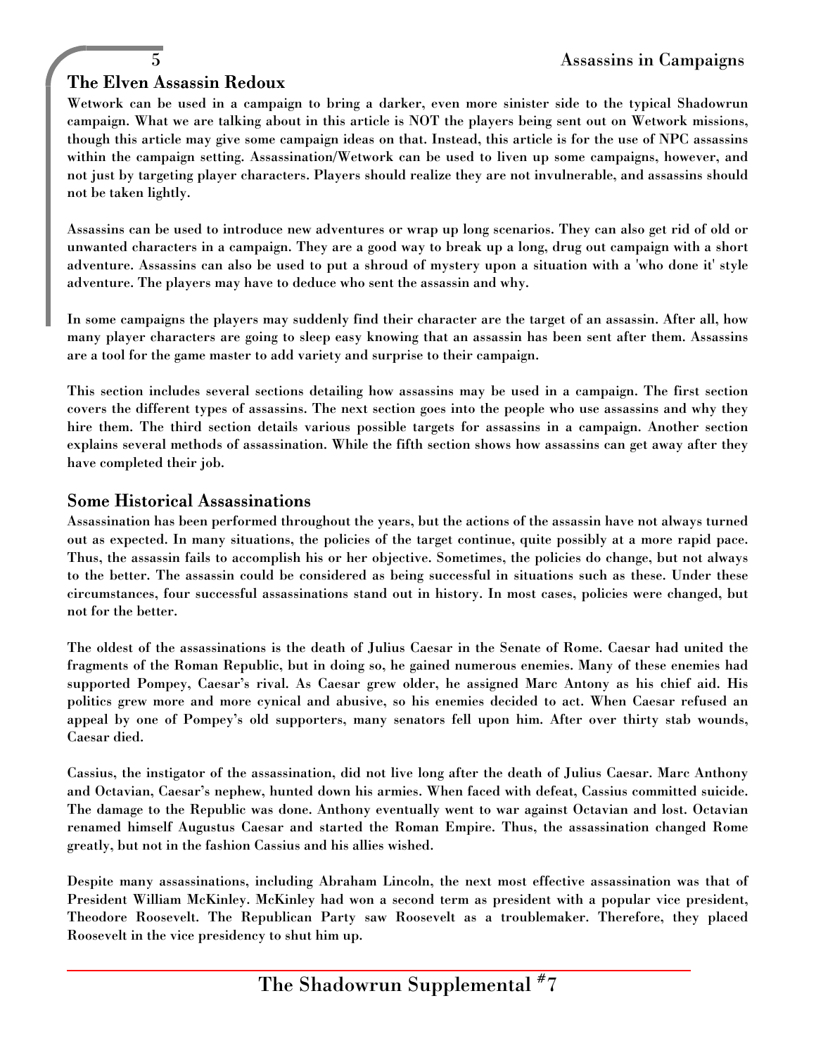## The Elven Assassin Redoux

Wetwork can be used in a campaign to bring a darker, even more sinister side to the typical Shadowrun campaign. What we are talking about in this article is NOT the players being sent out on Wetwork missions, though this article may give some campaign ideas on that. Instead, this article is for the use of NPC assassins within the campaign setting. Assassination/Wetwork can be used to liven up some campaigns, however, and not just by targeting player characters. Players should realize they are not invulnerable, and assassins should not be taken lightly.

Assassins can be used to introduce new adventures or wrap up long scenarios. They can also get rid of old or unwanted characters in a campaign. They are a good way to break up a long, drug out campaign with a short adventure. Assassins can also be used to put a shroud of mystery upon a situation with a 'who done it' style adventure. The players may have to deduce who sent the assassin and why.

In some campaigns the players may suddenly find their character are the target of an assassin. After all, how many player characters are going to sleep easy knowing that an assassin has been sent after them. Assassins are a tool for the game master to add variety and surprise to their campaign.

This section includes several sections detailing how assassins may be used in a campaign. The first section covers the different types of assassins. The next section goes into the people who use assassins and why they hire them. The third section details various possible targets for assassins in a campaign. Another section explains several methods of assassination. While the fifth section shows how assassins can get away after they have completed their job.

## Some Historical Assassinations

Assassination has been performed throughout the years, but the actions of the assassin have not always turned out as expected. In many situations, the policies of the target continue, quite possibly at a more rapid pace. Thus, the assassin fails to accomplish his or her objective. Sometimes, the policies do change, but not always to the better. The assassin could be considered as being successful in situations such as these. Under these circumstances, four successful assassinations stand out in history. In most cases, policies were changed, but not for the better.

The oldest of the assassinations is the death of Julius Caesar in the Senate of Rome. Caesar had united the fragments of the Roman Republic, but in doing so, he gained numerous enemies. Many of these enemies had supported Pompey, Caesar's rival. As Caesar grew older, he assigned Marc Antony as his chief aid. His politics grew more and more cynical and abusive, so his enemies decided to act. When Caesar refused an appeal by one of Pompey's old supporters, many senators fell upon him. After over thirty stab wounds, Caesar died.

Cassius, the instigator of the assassination, did not live long after the death of Julius Caesar. Marc Anthony and Octavian, Caesar's nephew, hunted down his armies. When faced with defeat, Cassius committed suicide. The damage to the Republic was done. Anthony eventually went to war against Octavian and lost. Octavian renamed himself Augustus Caesar and started the Roman Empire. Thus, the assassination changed Rome greatly, but not in the fashion Cassius and his allies wished.

Despite many assassinations, including Abraham Lincoln, the next most effective assassination was that of President William McKinley. McKinley had won a second term as president with a popular vice president, Theodore Roosevelt. The Republican Party saw Roosevelt as a troublemaker. Therefore, they placed Roosevelt in the vice presidency to shut him up.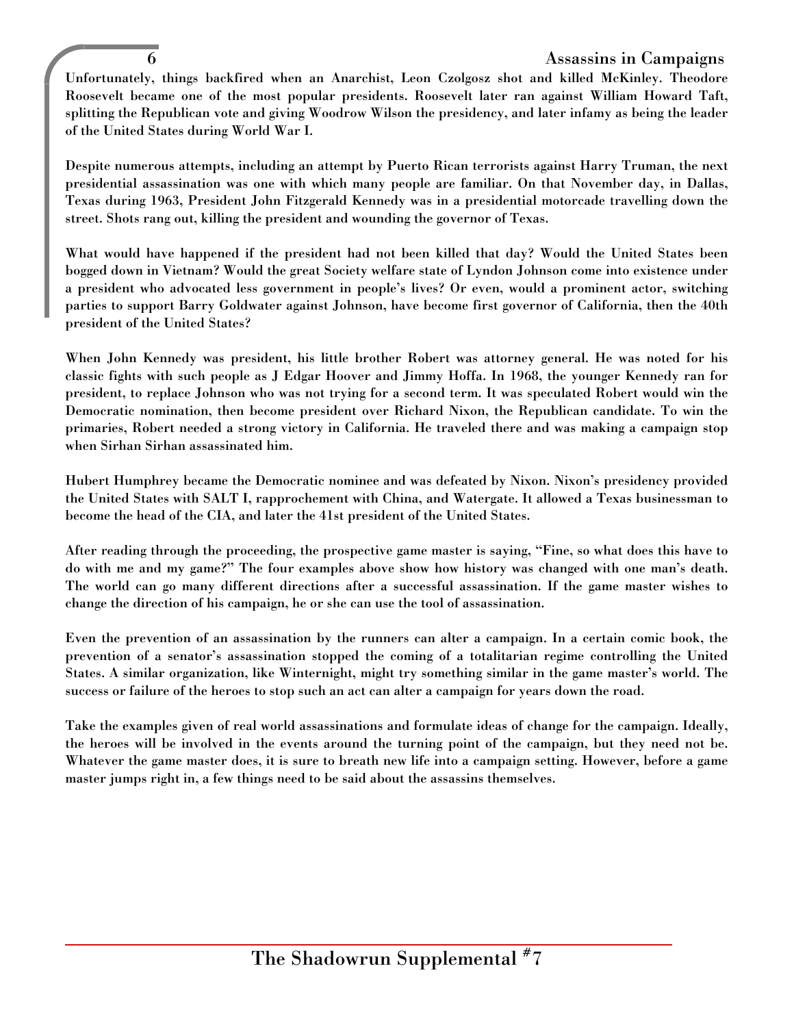Unfortunately, things backfired when an Anarchist, Leon Czolgosz shot and killed McKinley. Theodore Roosevelt became one of the most popular presidents. Roosevelt later ran against William Howard Taft, splitting the Republican vote and giving Woodrow Wilson the presidency, and later infamy as being the leader of the United States during World War I.

Despite numerous attempts, including an attempt by Puerto Rican terrorists against Harry Truman, the next presidential assassination was one with which many people are familiar. On that November day, in Dallas, Texas during 1963, President John Fitzgerald Kennedy was in a presidential motorcade travelling down the street. Shots rang out, killing the president and wounding the governor of Texas.

What would have happened if the president had not been killed that day? Would the United States been bogged down in Vietnam? Would the great Society welfare state of Lyndon Johnson come into existence under a president who advocated less government in people's lives? Or even, would a prominent actor, switching parties to support Barry Goldwater against Johnson, have become first governor of California, then the 40th president of the United States?

When John Kennedy was president, his little brother Robert was attorney general. He was noted for his classic fights with such people as J Edgar Hoover and Jimmy Hoffa. In 1968, the younger Kennedy ran for president, to replace Johnson who was not trying for a second term. It was speculated Robert would win the Democratic nomination, then become president over Richard Nixon, the Republican candidate. To win the primaries, Robert needed a strong victory in California. He traveled there and was making a campaign stop when Sirhan Sirhan assassinated him.

Hubert Humphrey became the Democratic nominee and was defeated by Nixon. Nixon's presidency provided the United States with SALT I, rapprochement with China, and Watergate. It allowed a Texas businessman to become the head of the CIA, and later the 41st president of the United States.

After reading through the proceeding, the prospective game master is saying, "Fine, so what does this have to do with me and my game?" The four examples above show how history was changed with one man's death. The world can go many different directions after a successful assassination. If the game master wishes to change the direction of his campaign, he or she can use the tool of assassination.

Even the prevention of an assassination by the runners can alter a campaign. In a certain comic book, the prevention of a senator's assassination stopped the coming of a totalitarian regime controlling the United States. A similar organization, like Winternight, might try something similar in the game master's world. The success or failure of the heroes to stop such an act can alter a campaign for years down the road.

Take the examples given of real world assassinations and formulate ideas of change for the campaign. Ideally, the heroes will be involved in the events around the turning point of the campaign, but they need not be. Whatever the game master does, it is sure to breath new life into a campaign setting. However, before a game master jumps right in, a few things need to be said about the assassins themselves.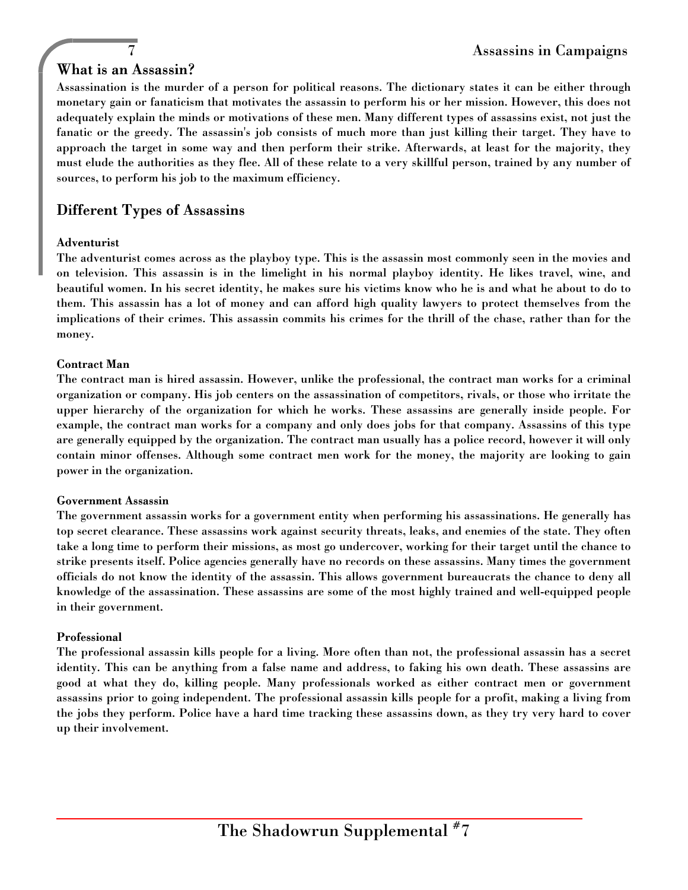## What is an Assassin?

**Assassination is the murder of a person for political reasons. The dictionary states it can be either through monetary gain or fanaticism that motivates the assassin to perform his or her mission. However, this does not adequately explain the minds or motivations of these men. Many different types of assassins exist, not just the fanatic or the greedy. The assassin's job consists of much more than just killing their target. They have to approach the target in some way and then perform their strike. Afterwards, at least for the majority, they must elude the authorities as they flee. All of these relate to a very skillful person, trained by any number of sources, to perform his job to the maximum efficiency.**

## Different Types of Assassins

### Adventurist

**The adventurist comes across as the playboy type. This is the assassin most commonly seen in the movies and on television. This assassin is in the limelight in his normal playboy identity. He likes travel, wine, and beautiful women. In his secret identity, he makes sure his victims know who he is and what he about to do to them. This assassin has a lot of money and can afford high quality lawyers to protect themselves from the implications of their crimes. This assassin commits his crimes for the thrill of the chase, rather than for the money.**

### Contract Man

**The contract man is hired assassin. However, unlike the professional, the contract man works for a criminal organization or company. His job centers on the assassination of competitors, rivals, or those who irritate the upper hierarchy of the organization for which he works. These assassins are generally inside people. For example, the contract man works for a company and only does jobs for that company. Assassins of this type are generally equipped by the organization. The contract man usually has a police record, however it will only contain minor offenses. Although some contract men work for the money, the majority are looking to gain power in the organization.**

### Government Assassin

**The government assassin works for a government entity when performing his assassinations. He generally has top secret clearance. These assassins work against security threats, leaks, and enemies of the state. They often take a long time to perform their missions, as most go undercover, working for their target until the chance to strike presents itself. Police agencies generally have no records on these assassins. Many times the government officials do not know the identity of the assassin. This allows government bureaucrats the chance to deny all knowledge of the assassination. These assassins are some of the most highly trained and well-equipped people in their government.**

### Professional

**The professional assassin kills people for a living. More often than not, the professional assassin has a secret identity. This can be anything from a false name and address, to faking his own death. These assassins are good at what they do, killing people. Many professionals worked as either contract men or government assassins prior to going independent. The professional assassin kills people for a profit, making a living from the jobs they perform. Police have a hard time tracking these assassins down, as they try very hard to cover up their involvement.**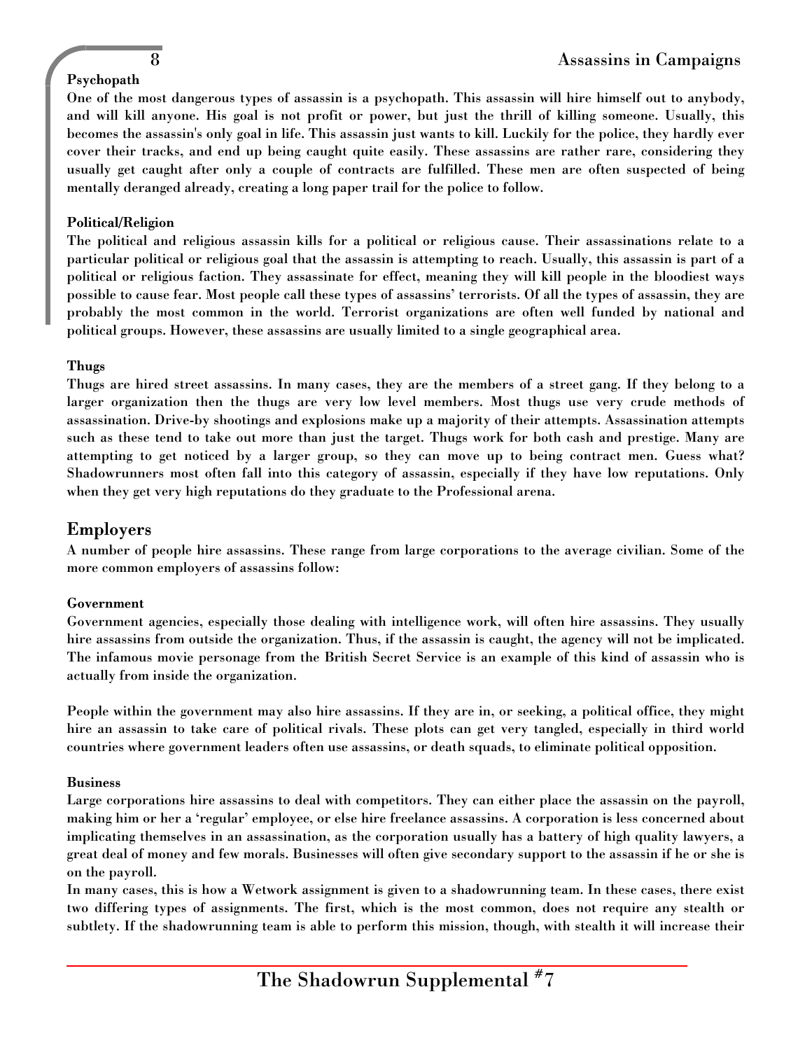**Psychopath**

One of the most dangerous types of assassin is a psychopath. This assassin will hire himself out to anybody, and will kill anyone. His goal is not profit or power, but just the thrill of killing someone. Usually, this becomes the assassin's only goal in life. This assassin just wants to kill. Luckily for the police, they hardly ever cover their tracks, and end up being caught quite easily. These assassins are rather rare, considering they usually get caught after only a couple of contracts are fulfilled. These men are often suspected of being mentally deranged already, creating a long paper trail for the police to follow.

**Political/Religion**

The political and religious assassin kills for a political or religious cause. Their assassinations relate to a particular political or religious goal that the assassin is attempting to reach. Usually, this assassin is part of a political or religious faction. They assassinate for effect, meaning they will kill people in the bloodiest ways possible to cause fear. Most people call these types of assassins' terrorists. Of all the types of assassin, they are probably the most common in the world. Terrorist organizations are often well funded by national and political groups. However, these assassins are usually limited to a single geographical area.

**Thugs**

Thugs are hired street assassins. In many cases, they are the members of a street gang. If they belong to a larger organization then the thugs are very low level members. Most thugs use very crude methods of assassination. Drive-by shootings and explosions make up a majority of their attempts. Assassination attempts such as these tend to take out more than just the target. Thugs work for both cash and prestige. Many are attempting to get noticed by a larger group, so they can move up to being contract men. Guess what? Shadowrunners most often fall into this category of assassin, especially if they have low reputations. Only when they get very high reputations do they graduate to the Professional arena.

## Employers

A number of people hire assassins. These range from large corporations to the average civilian. Some of the more common employers of assassins follow:

**Government**

Government agencies, especially those dealing with intelligence work, will often hire assassins. They usually hire assassins from outside the organization. Thus, if the assassin is caught, the agency will not be implicated. The infamous movie personage from the British Secret Service is an example of this kind of assassin who is actually from inside the organization.

People within the government may also hire assassins. If they are in, or seeking, a political office, they might hire an assassin to take care of political rivals. These plots can get very tangled, especially in third world countries where government leaders often use assassins, or death squads, to eliminate political opposition.

**Business**

Large corporations hire assassins to deal with competitors. They can either place the assassin on the payroll, making him or her a 'regular' employee, or else hire freelance assassins. A corporation is less concerned about implicating themselves in an assassination, as the corporation usually has a battery of high quality lawyers, a great deal of money and few morals. Businesses will often give secondary support to the assassin if he or she is on the payroll.

In many cases, this is how a Wetwork assignment is given to a shadowrunning team. In these cases, there exist two differing types of assignments. The first, which is the most common, does not require any stealth or subtlety. If the shadowrunning team is able to perform this mission, though, with stealth it will increase their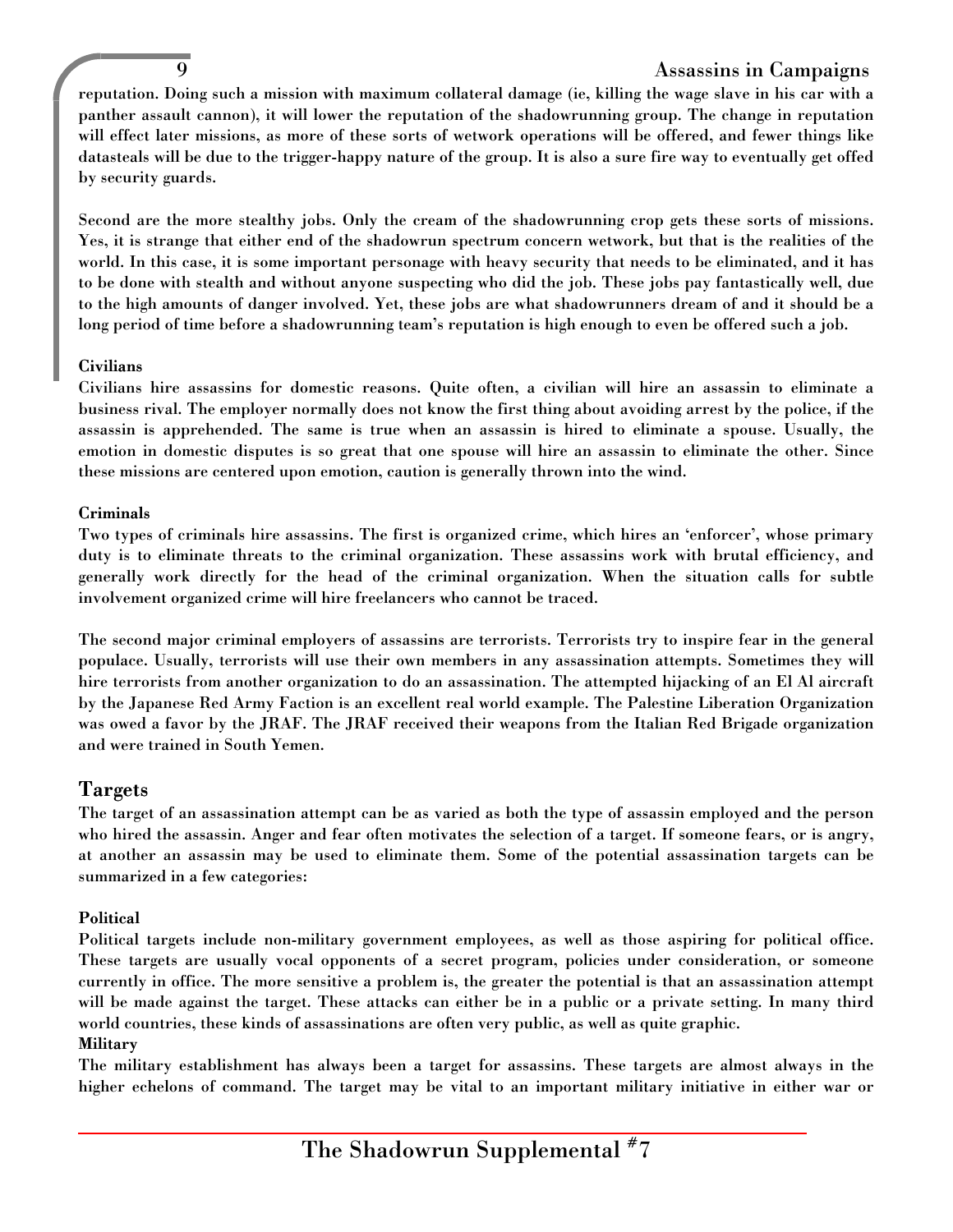reputation. Doing such a mission with maximum collateral damage (ie, killing the wage slave in his car with a panther assault cannon), it will lower the reputation of the shadowrunning group. The change in reputation will effect later missions, as more of these sorts of wetwork operations will be offered, and fewer things like datasteals will be due to the trigger-happy nature of the group. It is also a sure fire way to eventually get offed by security guards.

Second are the more stealthy jobs. Only the cream of the shadowrunning crop gets these sorts of missions. Yes, it is strange that either end of the shadowrun spectrum concern wetwork, but that is the realities of the world. In this case, it is some important personage with heavy security that needs to be eliminated, and it has to be done with stealth and without anyone suspecting who did the job. These jobs pay fantastically well, due to the high amounts of danger involved. Yet, these jobs are what shadowrunners dream of and it should be a long period of time before a shadowrunning team's reputation is high enough to even be offered such a job.

#### Civilians

Civilians hire assassins for domestic reasons. Quite often, a civilian will hire an assassin to eliminate a business rival. The employer normally does not know the first thing about avoiding arrest by the police, if the assassin is apprehended. The same is true when an assassin is hired to eliminate a spouse. Usually, the emotion in domestic disputes is so great that one spouse will hire an assassin to eliminate the other. Since these missions are centered upon emotion, caution is generally thrown into the wind.

#### Criminals

Two types of criminals hire assassins. The first is organized crime, which hires an 'enforcer', whose primary duty is to eliminate threats to the criminal organization. These assassins work with brutal efficiency, and generally work directly for the head of the criminal organization. When the situation calls for subtle involvement organized crime will hire freelancers who cannot be traced.

The second major criminal employers of assassins are terrorists. Terrorists try to inspire fear in the general populace. Usually, terrorists will use their own members in any assassination attempts. Sometimes they will hire terrorists from another organization to do an assassination. The attempted hijacking of an El Al aircraft by the Japanese Red Army Faction is an excellent real world example. The Palestine Liberation Organization was owed a favor by the JRAF. The JRAF received their weapons from the Italian Red Brigade organization and were trained in South Yemen.

## Targets

The target of an assassination attempt can be as varied as both the type of assassin employed and the person who hired the assassin. Anger and fear often motivates the selection of a target. If someone fears, or is angry, at another an assassin may be used to eliminate them. Some of the potential assassination targets can be summarized in a few categories:

#### Political

Political targets include non-military government employees, as well as those aspiring for political office. These targets are usually vocal opponents of a secret program, policies under consideration, or someone currently in office. The more sensitive a problem is, the greater the potential is that an assassination attempt will be made against the target. These attacks can either be in a public or a private setting. In many third world countries, these kinds of assassinations are often very public, as well as quite graphic.

#### Military

The military establishment has always been a target for assassins. These targets are almost always in the higher echelons of command. The target may be vital to an important military initiative in either war or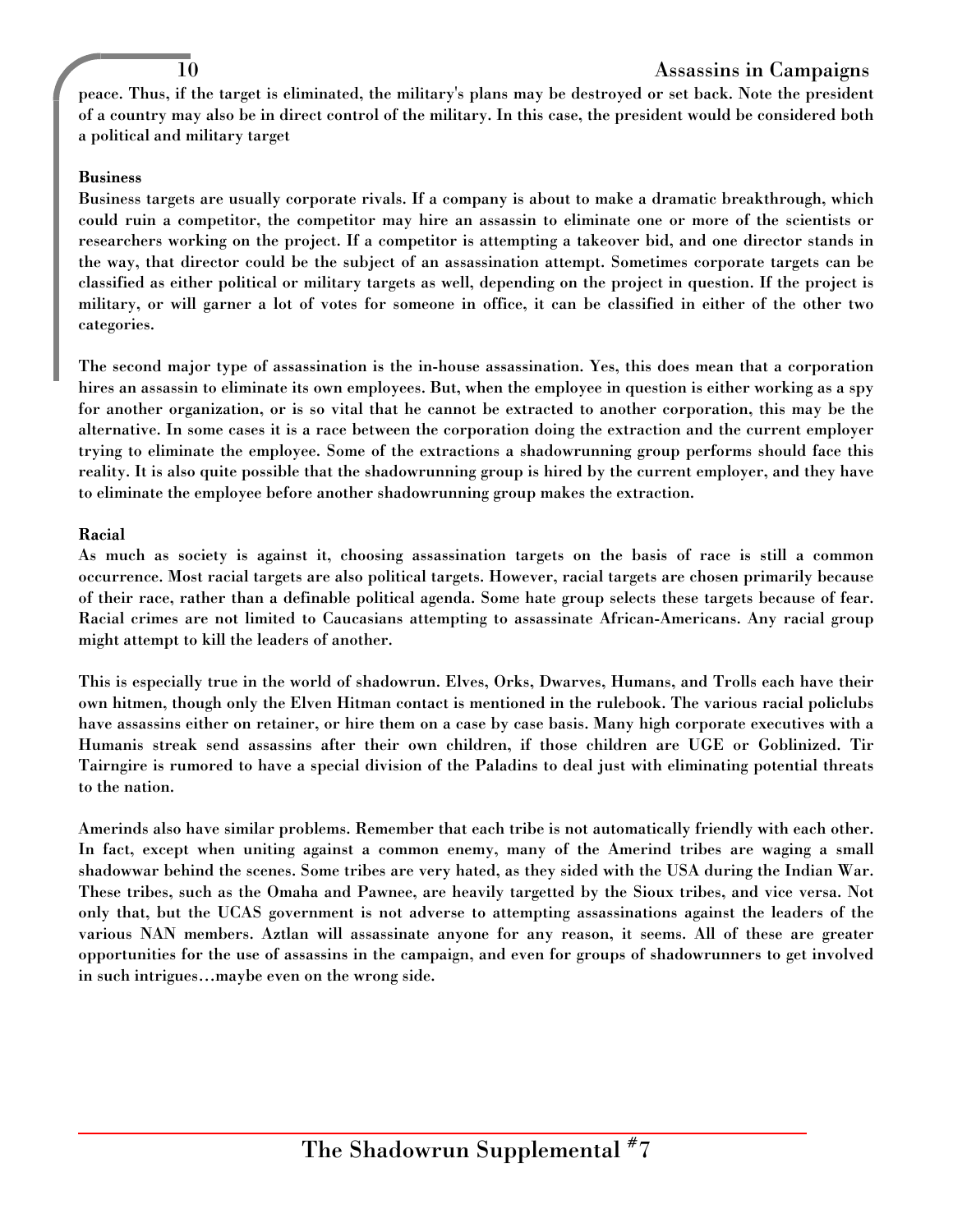peace. Thus, if the target is eliminated, the military's plans may be destroyed or set back. Note the president of a country may also be in direct control of the military. In this case, the president would be considered both a political and military target

### Business

Business targets are usually corporate rivals. If a company is about to make a dramatic breakthrough, which could ruin a competitor, the competitor may hire an assassin to eliminate one or more of the scientists or researchers working on the project. If a competitor is attempting a takeover bid, and one director stands in the way, that director could be the subject of an assassination attempt. Sometimes corporate targets can be classified as either political or military targets as well, depending on the project in question. If the project is military, or will garner a lot of votes for someone in office, it can be classified in either of the other two categories.

The second major type of assassination is the in-house assassination. Yes, this does mean that a corporation hires an assassin to eliminate its own employees. But, when the employee in question is either working as a spy for another organization, or is so vital that he cannot be extracted to another corporation, this may be the alternative. In some cases it is a race between the corporation doing the extraction and the current employer trying to eliminate the employee. Some of the extractions a shadowrunning group performs should face this reality. It is also quite possible that the shadowrunning group is hired by the current employer, and they have to eliminate the employee before another shadowrunning group makes the extraction.

### Racial

As much as society is against it, choosing assassination targets on the basis of race is still a common occurrence. Most racial targets are also political targets. However, racial targets are chosen primarily because of their race, rather than a definable political agenda. Some hate group selects these targets because of fear. Racial crimes are not limited to Caucasians attempting to assassinate African-Americans. Any racial group might attempt to kill the leaders of another.

This is especially true in the world of shadowrun. Elves, Orks, Dwarves, Humans, and Trolls each have their own hitmen, though only the Elven Hitman contact is mentioned in the rulebook. The various racial policlubs have assassins either on retainer, or hire them on a case by case basis. Many high corporate executives with a Humanis streak send assassins after their own children, if those children are UGE or Goblinized. Tir Tairngire is rumored to have a special division of the Paladins to deal just with eliminating potential threats to the nation.

Amerinds also have similar problems. Remember that each tribe is not automatically friendly with each other. In fact, except when uniting against a common enemy, many of the Amerind tribes are waging a small shadowwar behind the scenes. Some tribes are very hated, as they sided with the USA during the Indian War. These tribes, such as the Omaha and Pawnee, are heavily targetted by the Sioux tribes, and vice versa. Not only that, but the UCAS government is not adverse to attempting assassinations against the leaders of the various NAN members. Aztlan will assassinate anyone for any reason, it seems. All of these are greater opportunities for the use of assassins in the campaign, and even for groups of shadowrunners to get involved in such intrigues…maybe even on the wrong side.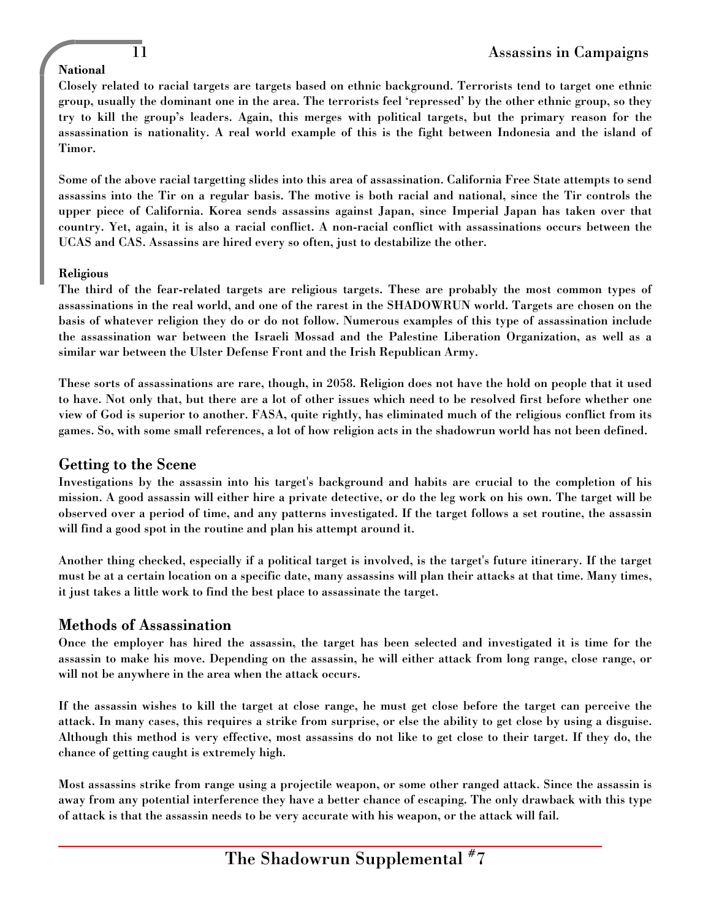**National**

Closely related to racial targets are targets based on ethnic background. Terrorists tend to target one ethnic group, usually the dominant one in the area. The terrorists feel 'repressed' by the other ethnic group, so they try to kill the group's leaders. Again, this merges with political targets, but the primary reason for the assassination is nationality. A real world example of this is the fight between Indonesia and the island of Timor.

Some of the above racial targetting slides into this area of assassination. California Free State attempts to send assassins into the Tir on a regular basis. The motive is both racial and national, since the Tir controls the upper piece of California. Korea sends assassins against Japan, since Imperial Japan has taken over that country. Yet, again, it is also a racial conflict. A non-racial conflict with assassinations occurs between the UCAS and CAS. Assassins are hired every so often, just to destabilize the other.

**Religious**

The third of the fear-related targets are religious targets. These are probably the most common types of assassinations in the real world, and one of the rarest in the SHADOWRUN world. Targets are chosen on the basis of whatever religion they do or do not follow. Numerous examples of this type of assassination include the assassination war between the Israeli Mossad and the Palestine Liberation Organization, as well as a similar war between the Ulster Defense Front and the Irish Republican Army.

These sorts of assassinations are rare, though, in 2058. Religion does not have the hold on people that it used to have. Not only that, but there are a lot of other issues which need to be resolved first before whether one view of God is superior to another. FASA, quite rightly, has eliminated much of the religious conflict from its games. So, with some small references, a lot of how religion acts in the shadowrun world has not been defined.

## Getting to the Scene

Investigations by the assassin into his target's background and habits are crucial to the completion of his mission. A good assassin will either hire a private detective, or do the leg work on his own. The target will be observed over a period of time, and any patterns investigated. If the target follows a set routine, the assassin will find a good spot in the routine and plan his attempt around it.

Another thing checked, especially if a political target is involved, is the target's future itinerary. If the target must be at a certain location on a specific date, many assassins will plan their attacks at that time. Many times, it just takes a little work to find the best place to assassinate the target.

## Methods of Assassination

Once the employer has hired the assassin, the target has been selected and investigated it is time for the assassin to make his move. Depending on the assassin, he will either attack from long range, close range, or will not be anywhere in the area when the attack occurs.

If the assassin wishes to kill the target at close range, he must get close before the target can perceive the attack. In many cases, this requires a strike from surprise, or else the ability to get close by using a disguise. Although this method is very effective, most assassins do not like to get close to their target. If they do, the chance of getting caught is extremely high.

Most assassins strike from range using a projectile weapon, or some other ranged attack. Since the assassin is away from any potential interference they have a better chance of escaping. The only drawback with this type of attack is that the assassin needs to be very accurate with his weapon, or the attack will fail.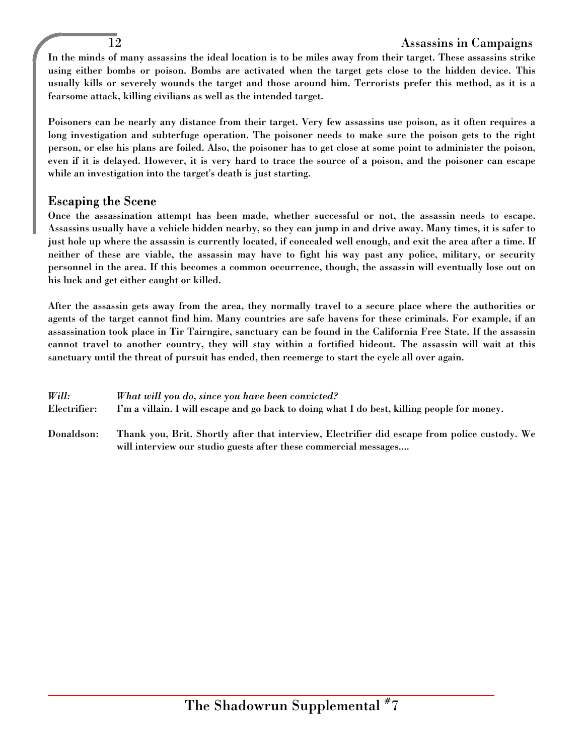In the minds of many assassins the ideal location is to be miles away from their target. These assassins strike using either bombs or poison. Bombs are activated when the target gets close to the hidden device. This usually kills or severely wounds the target and those around him. Terrorists prefer this method, as it is a fearsome attack, killing civilians as well as the intended target.

Poisoners can be nearly any distance from their target. Very few assassins use poison, as it often requires a long investigation and subterfuge operation. The poisoner needs to make sure the poison gets to the right person, or else his plans are foiled. Also, the poisoner has to get close at some point to administer the poison, even if it is delayed. However, it is very hard to trace the source of a poison, and the poisoner can escape while an investigation into the target's death is just starting.

## Escaping the Scene

Once the assassination attempt has been made, whether successful or not, the assassin needs to escape. Assassins usually have a vehicle hidden nearby, so they can jump in and drive away. Many times, it is safer to just hole up where the assassin is currently located, if concealed well enough, and exit the area after a time. If neither of these are viable, the assassin may have to fight his way past any police, military, or security personnel in the area. If this becomes a common occurrence, though, the assassin will eventually lose out on his luck and get either caught or killed.

After the assassin gets away from the area, they normally travel to a secure place where the authorities or agents of the target cannot find him. Many countries are safe havens for these criminals. For example, if an assassination took place in Tir Tairngire, sanctuary can be found in the California Free State. If the assassin cannot travel to another country, they will stay within a fortified hideout. The assassin will wait at this sanctuary until the threat of pursuit has ended, then reemerge to start the cycle all over again.

*Will:* *What will you do, since you have been convicted?*

Electrifier: I'm a villain. I will escape and go back to doing what I do best, killing people for money.

Donaldson: Thank you, Brit. Shortly after that interview, Electrifier did escape from police custody. We will interview our studio guests after these commercial messages....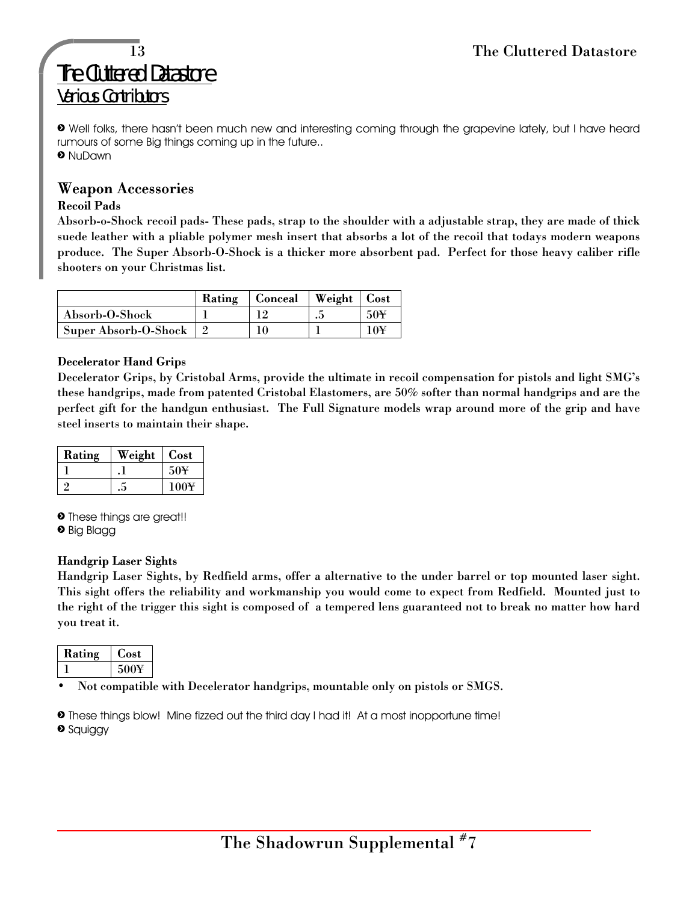# The Cluttered Datastore

## Various Contributors

➋ Well folks, there hasn't been much new and interesting coming through the grapevine lately, but I have heard rumours of some Big things coming up in the future..
➋ NuDawn

## Weapon Accessories

### Recoil Pads

**Absorb-o-Shock recoil pads- These pads, strap to the shoulder with a adjustable strap, they are made of thick suede leather with a pliable polymer mesh insert that absorbs a lot of the recoil that todays modern weapons produce. The Super Absorb-O-Shock is a thicker more absorbent pad. Perfect for those heavy caliber rifle shooters on your Christmas list.**

| | Rating | Conceal | Weight | Cost |
|---|---|---|---|---|
| Absorb-O-Shock | 1 | 12 | .5 | 50¥ |
| Super Absorb-O-Shock | 2 | 10 | 1 | 10¥ |

### Decelerator Hand Grips

**Decelerator Grips, by Cristobal Arms, provide the ultimate in recoil compensation for pistols and light SMG's these handgrips, made from patented Cristobal Elastomers, are 50% softer than normal handgrips and are the perfect gift for the handgun enthusiast. The Full Signature models wrap around more of the grip and have steel inserts to maintain their shape.**

| Rating | Weight | Cost |
|---|---|---|
| 1 | .1 | 50¥ |
| 2 | .5 | 100¥ |

➋ These things are great!!
➋ Big Blagg

### Handgrip Laser Sights

**Handgrip Laser Sights, by Redfield arms, offer a alternative to the under barrel or top mounted laser sight. This sight offers the reliability and workmanship you would come to expect from Redfield. Mounted just to the right of the trigger this sight is composed of a tempered lens guaranteed not to break no matter how hard you treat it.**

| Rating | Cost |
|---|---|
| 1 | 500¥ |

- **Not compatible with Decelerator handgrips, mountable only on pistols or SMGS.**

➋ These things blow! Mine fizzed out the third day I had it! At a most inopportune time!
➋ Squiggy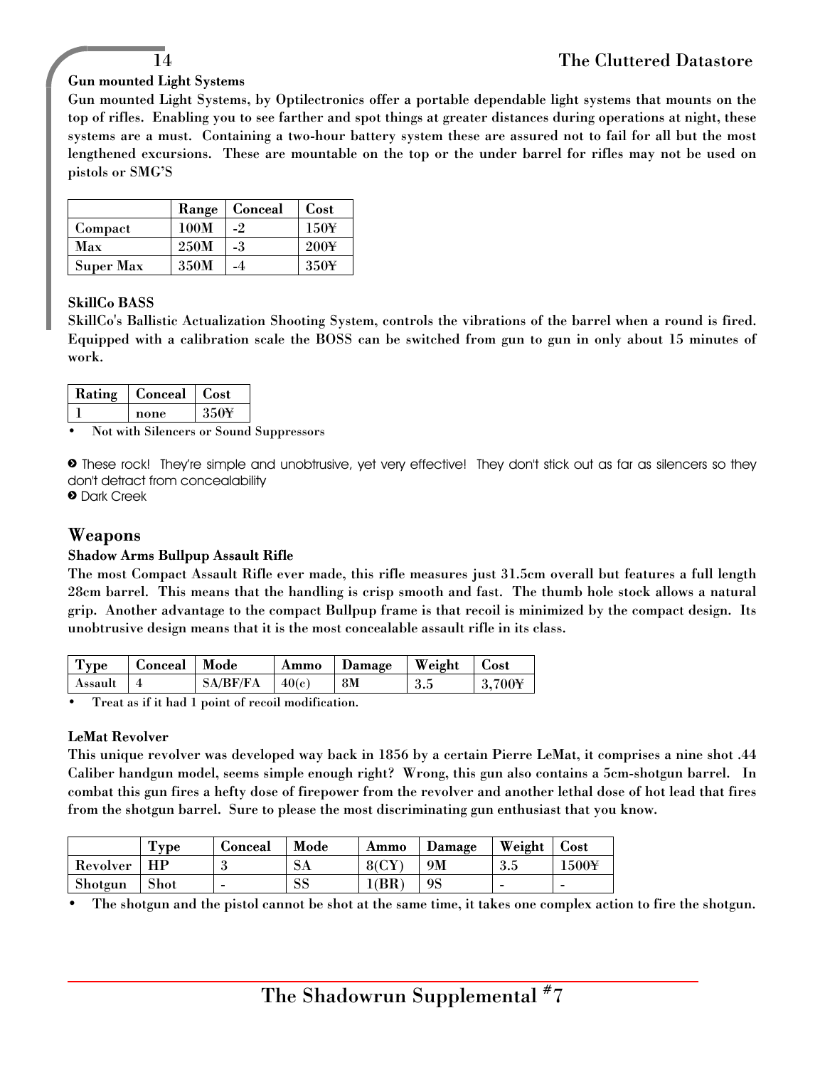**Gun mounted Light Systems**

Gun mounted Light Systems, by Optilectronics offer a portable dependable light systems that mounts on the top of rifles. Enabling you to see farther and spot things at greater distances during operations at night, these systems are a must. Containing a two-hour battery system these are assured not to fail for all but the most lengthened excursions. These are mountable on the top or the under barrel for rifles may not be used on pistols or SMG'S

| | Range | Conceal | Cost |
|---|---|---|---|
| Compact | 100M | -2 | 150¥ |
| Max | 250M | -3 | 200¥ |
| Super Max | 350M | -4 | 350¥ |

**SkillCo BASS**

SkillCo's Ballistic Actualization Shooting System, controls the vibrations of the barrel when a round is fired. Equipped with a calibration scale the BOSS can be switched from gun to gun in only about 15 minutes of work.

| Rating | Conceal | Cost |
|---|---|---|
| 1 | none | 350¥ |

- Not with Silencers or Sound Suppressors

➋ These rock! They're simple and unobtrusive, yet very effective! They don't stick out as far as silencers so they don't detract from concealability
➋ Dark Creek

## Weapons

**Shadow Arms Bullpup Assault Rifle**

The most Compact Assault Rifle ever made, this rifle measures just 31.5cm overall but features a full length 28cm barrel. This means that the handling is crisp smooth and fast. The thumb hole stock allows a natural grip. Another advantage to the compact Bullpup frame is that recoil is minimized by the compact design. Its unobtrusive design means that it is the most concealable assault rifle in its class.

| Type | Conceal | Mode | Ammo | Damage | Weight | Cost |
|---|---|---|---|---|---|---|
| Assault | 4 | SA/BF/FA | 40(c) | 8M | 3.5 | 3,700¥ |

- Treat as if it had 1 point of recoil modification.

**LeMat Revolver**

This unique revolver was developed way back in 1856 by a certain Pierre LeMat, it comprises a nine shot .44 Caliber handgun model, seems simple enough right? Wrong, this gun also contains a 5cm-shotgun barrel. In combat this gun fires a hefty dose of firepower from the revolver and another lethal dose of hot lead that fires from the shotgun barrel. Sure to please the most discriminating gun enthusiast that you know.

| | Type | Conceal | Mode | Ammo | Damage | Weight | Cost |
|---|---|---|---|---|---|---|---|
| Revolver | HP | 3 | SA | 8(CY) | 9M | 3.5 | 1500¥ |
| Shotgun | Shot | - | SS | 1(BR) | 9S | - | - |

- The shotgun and the pistol cannot be shot at the same time, it takes one complex action to fire the shotgun.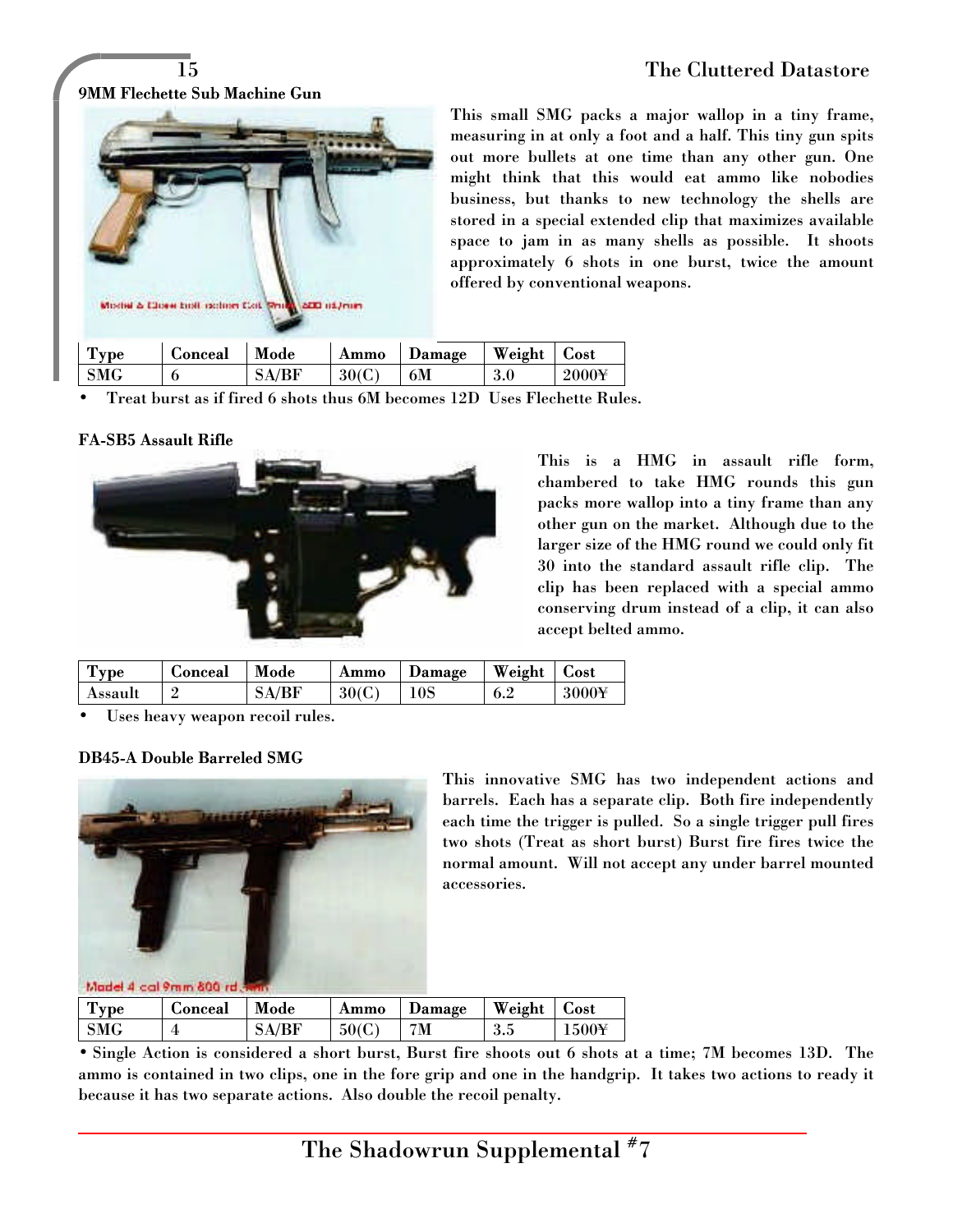### 9MM Flechette Sub Machine Gun

This small SMG packs a major wallop in a tiny frame, measuring in at only a foot and a half. This tiny gun spits out more bullets at one time than any other gun. One might think that this would eat ammo like nobodies business, but thanks to new technology the shells are stored in a special extended clip that maximizes available space to jam in as many shells as possible. It shoots approximately 6 shots in one burst, twice the amount offered by conventional weapons.

| Type | Conceal | Mode | Ammo | Damage | Weight | Cost |
|---|---|---|---|---|---|---|
| SMG | 6 | SA/BF | 30(C) | 6M | 3.0 | 2000¥ |

- Treat burst as if fired 6 shots thus 6M becomes 12D Uses Flechette Rules.

### FA-SB5 Assault Rifle

This is a HMG in assault rifle form, chambered to take HMG rounds this gun packs more wallop into a tiny frame than any other gun on the market. Although due to the larger size of the HMG round we could only fit 30 into the standard assault rifle clip. The clip has been replaced with a special ammo conserving drum instead of a clip, it can also accept belted ammo.

| Type | Conceal | Mode | Ammo | Damage | Weight | Cost |
|---|---|---|---|---|---|---|
| Assault | 2 | SA/BF | 30(C) | 10S | 6.2 | 3000¥ |

- Uses heavy weapon recoil rules.

### DB45-A Double Barreled SMG

This innovative SMG has two independent actions and barrels. Each has a separate clip. Both fire independently each time the trigger is pulled. So a single trigger pull fires two shots (Treat as short burst) Burst fire fires twice the normal amount. Will not accept any under barrel mounted accessories.

| Type | Conceal | Mode | Ammo | Damage | Weight | Cost |
|---|---|---|---|---|---|---|
| SMG | 4 | SA/BF | 50(C) | 7M | 3.5 | 1500¥ |

- Single Action is considered a short burst, Burst fire shoots out 6 shots at a time; 7M becomes 13D. The ammo is contained in two clips, one in the fore grip and one in the handgrip. It takes two actions to ready it because it has two separate actions. Also double the recoil penalty.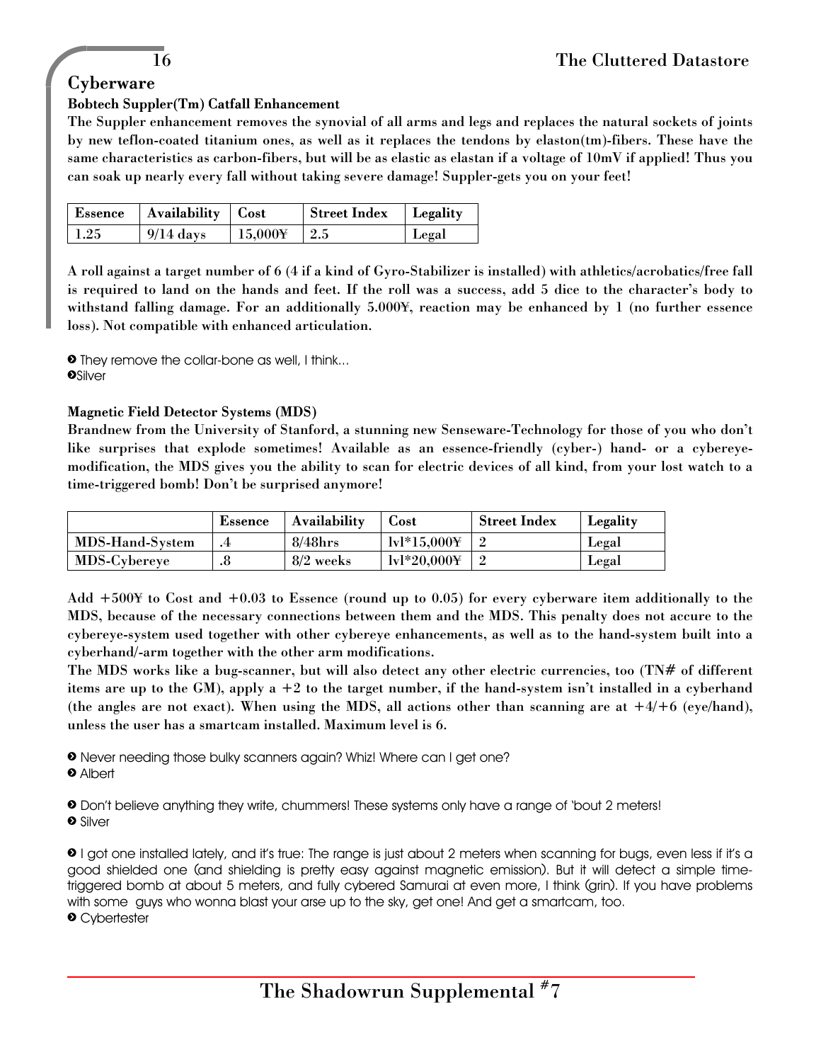## Cyberware

### Bobtech Suppler(Tm) Catfall Enhancement

**The Suppler enhancement removes the synovial of all arms and legs and replaces the natural sockets of joints by new teflon-coated titanium ones, as well as it replaces the tendons by elaston(tm)-fibers. These have the same characteristics as carbon-fibers, but will be as elastic as elastan if a voltage of 10mV if applied! Thus you can soak up nearly every fall without taking severe damage! Suppler-gets you on your feet!**

| Essence | Availability | Cost | Street Index | Legality |
|---|---|---|---|---|
| 1.25 | 9/14 days | 15,000¥ | 2.5 | Legal |

**A roll against a target number of 6 (4 if a kind of Gyro-Stabilizer is installed) with athletics/acrobatics/free fall is required to land on the hands and feet. If the roll was a success, add 5 dice to the character's body to withstand falling damage. For an additionally 5.000¥, reaction may be enhanced by 1 (no further essence loss). Not compatible with enhanced articulation.**

> They remove the collar-bone as well, I think…
> Silver

### Magnetic Field Detector Systems (MDS)

**Brandnew from the University of Stanford, a stunning new Senseware-Technology for those of you who don't like surprises that explode sometimes! Available as an essence-friendly (cyber-) hand- or a cybereye-modification, the MDS gives you the ability to scan for electric devices of all kind, from your lost watch to a time-triggered bomb! Don't be surprised anymore!**

| | Essence | Availability | Cost | Street Index | Legality |
|---|---|---|---|---|---|
| MDS-Hand-System | .4 | 8/48hrs | lvl*15,000¥ | 2 | Legal |
| MDS-Cybereye | .8 | 8/2 weeks | lvl*20,000¥ | 2 | Legal |

**Add +500¥ to Cost and +0.03 to Essence (round up to 0.05) for every cyberware item additionally to the MDS, because of the necessary connections between them and the MDS. This penalty does not accure to the cybereye-system used together with other cybereye enhancements, as well as to the hand-system built into a cyberhand/-arm together with the other arm modifications.**

**The MDS works like a bug-scanner, but will also detect any other electric currencies, too (TN# of different items are up to the GM), apply a +2 to the target number, if the hand-system isn't installed in a cyberhand (the angles are not exact). When using the MDS, all actions other than scanning are at +4/+6 (eye/hand), unless the user has a smartcam installed. Maximum level is 6.**

> Never needing those bulky scanners again? Whiz! Where can I get one?
> Albert

> Don't believe anything they write, chummers! These systems only have a range of 'bout 2 meters!
> Silver

> I got one installed lately, and it's true: The range is just about 2 meters when scanning for bugs, even less if it's a good shielded one (and shielding is pretty easy against magnetic emission). But it will detect a simple time-triggered bomb at about 5 meters, and fully cybered Samurai at even more, I think (grin). If you have problems with some guys who wonna blast your arse up to the sky, get one! And get a smartcam, too.
> Cybertester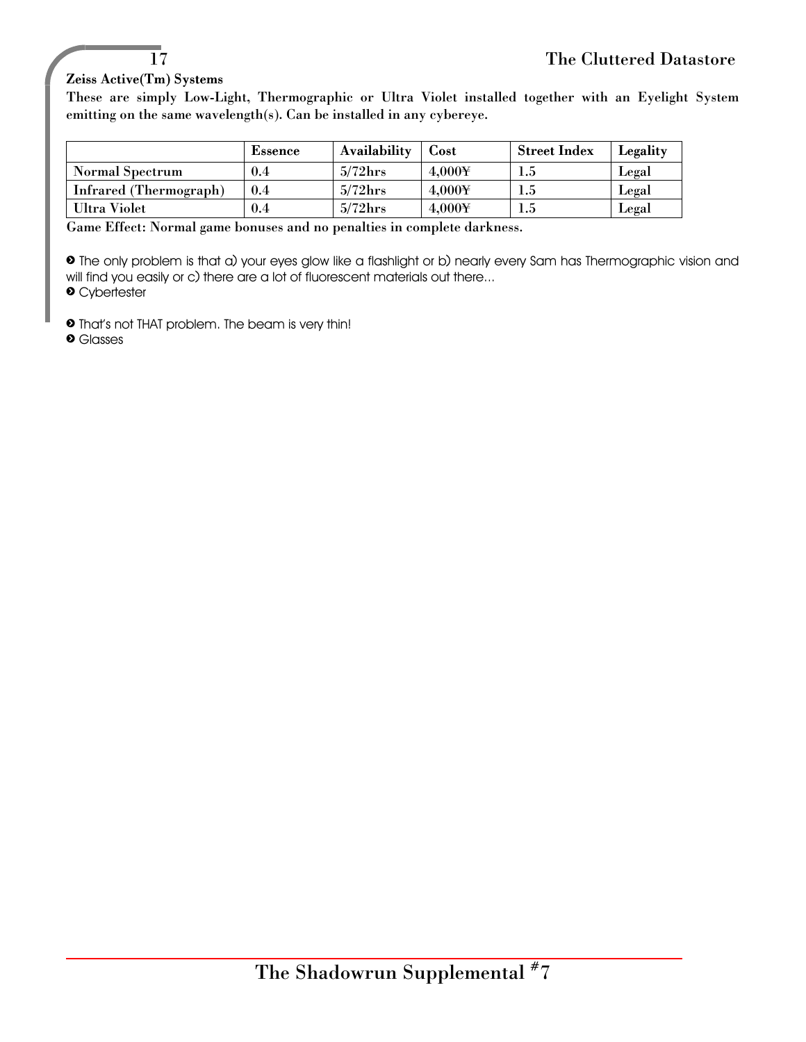**Zeiss Active(Tm) Systems**

**These are simply Low-Light, Thermographic or Ultra Violet installed together with an Eyelight System emitting on the same wavelength(s). Can be installed in any cybereye.**

| | Essence | Availability | Cost | Street Index | Legality |
|---|---|---|---|---|---|
| Normal Spectrum | 0.4 | 5/72hrs | 4,000¥ | 1.5 | Legal |
| Infrared (Thermograph) | 0.4 | 5/72hrs | 4,000¥ | 1.5 | Legal |
| Ultra Violet | 0.4 | 5/72hrs | 4,000¥ | 1.5 | Legal |

**Game Effect: Normal game bonuses and no penalties in complete darkness.**

➲ The only problem is that a) your eyes glow like a flashlight or b) nearly every Sam has Thermographic vision and will find you easily or c) there are a lot of fluorescent materials out there...
➲ Cybertester

➲ That's not THAT problem. The beam is very thin!
➲ Glasses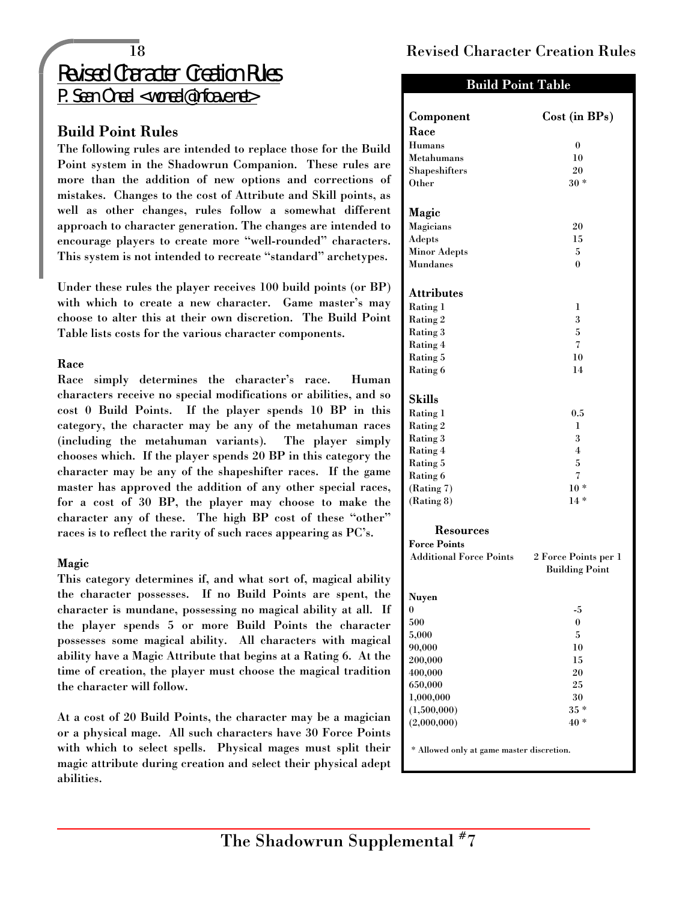# Revised Character Creation Rules

P. Sean Oneal <woneal@infoave.net>

## Build Point Rules

The following rules are intended to replace those for the Build Point system in the Shadowrun Companion. These rules are more than the addition of new options and corrections of mistakes. Changes to the cost of Attribute and Skill points, as well as other changes, rules follow a somewhat different approach to character generation. The changes are intended to encourage players to create more "well-rounded" characters. This system is not intended to recreate "standard" archetypes.

Under these rules the player receives 100 build points (or BP) with which to create a new character. Game master's may choose to alter this at their own discretion. The Build Point Table lists costs for the various character components.

### Race

Race simply determines the character's race. Human characters receive no special modifications or abilities, and so cost 0 Build Points. If the player spends 10 BP in this category, the character may be any of the metahuman races (including the metahuman variants). The player simply chooses which. If the player spends 20 BP in this category the character may be any of the shapeshifter races. If the game master has approved the addition of any other special races, for a cost of 30 BP, the player may choose to make the character any of these. The high BP cost of these "other" races is to reflect the rarity of such races appearing as PC's.

### Magic

This category determines if, and what sort of, magical ability the character possesses. If no Build Points are spent, the character is mundane, possessing no magical ability at all. If the player spends 5 or more Build Points the character possesses some magical ability. All characters with magical ability have a Magic Attribute that begins at a Rating 6. At the time of creation, the player must choose the magical tradition the character will follow.

At a cost of 20 Build Points, the character may be a magician or a physical mage. All such characters have 30 Force Points with which to select spells. Physical mages must split their magic attribute during creation and select their physical adept abilities.

**Build Point Table**

| Component | Cost (in BPs) |
|---|---|
| **Race** | |
| Humans | 0 |
| Metahumans | 10 |
| Shapeshifters | 20 |
| Other | 30 * |
| **Magic** | |
| Magicians | 20 |
| Adepts | 15 |
| Minor Adepts | 5 |
| Mundanes | 0 |
| **Attributes** | |
| Rating 1 | 1 |
| Rating 2 | 3 |
| Rating 3 | 5 |
| Rating 4 | 7 |
| Rating 5 | 10 |
| Rating 6 | 14 |
| **Skills** | |
| Rating 1 | 0.5 |
| Rating 2 | 1 |
| Rating 3 | 3 |
| Rating 4 | 4 |
| Rating 5 | 5 |
| Rating 6 | 7 |
| (Rating 7) | 10 * |
| (Rating 8) | 14 * |
| **Resources** | |
| **Force Points** | |
| Additional Force Points | 2 Force Points per 1 Building Point |
| **Nuyen** | |
| 0 | -5 |
| 500 | 0 |
| 5,000 | 5 |
| 90,000 | 10 |
| 200,000 | 15 |
| 400,000 | 20 |
| 650,000 | 25 |
| 1,000,000 | 30 |
| (1,500,000) | 35 * |
| (2,000,000) | 40 * |

* Allowed only at game master discretion.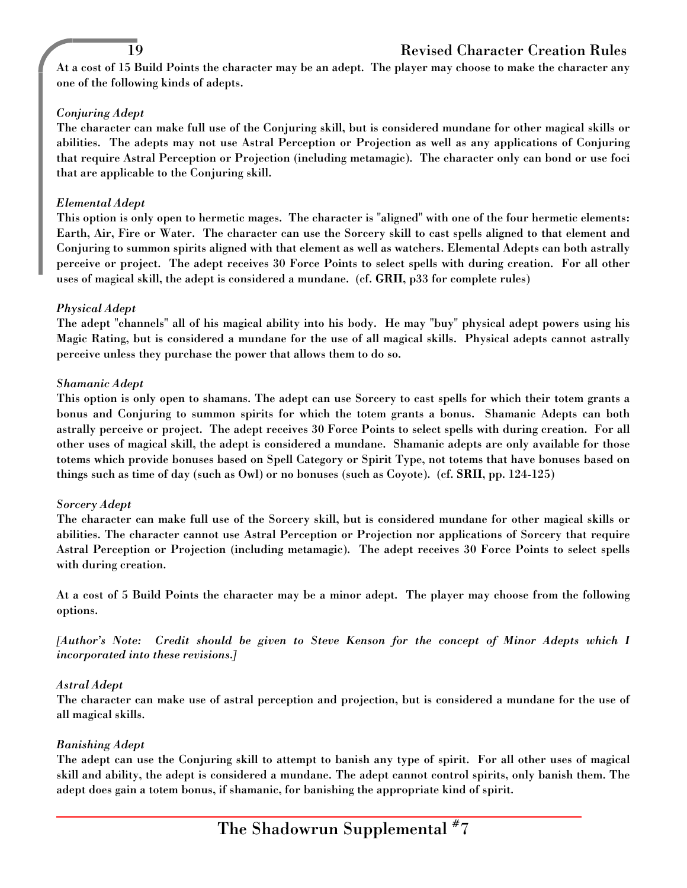At a cost of 15 Build Points the character may be an adept. The player may choose to make the character any one of the following kinds of adepts.

### *Conjuring Adept*

The character can make full use of the Conjuring skill, but is considered mundane for other magical skills or abilities. The adepts may not use Astral Perception or Projection as well as any applications of Conjuring that require Astral Perception or Projection (including metamagic). The character only can bond or use foci that are applicable to the Conjuring skill.

### *Elemental Adept*

This option is only open to hermetic mages. The character is "aligned" with one of the four hermetic elements: Earth, Air, Fire or Water. The character can use the Sorcery skill to cast spells aligned to that element and Conjuring to summon spirits aligned with that element as well as watchers. Elemental Adepts can both astrally perceive or project. The adept receives 30 Force Points to select spells with during creation. For all other uses of magical skill, the adept is considered a mundane. (cf. **GRII**, p33 for complete rules)

### *Physical Adept*

The adept "channels" all of his magical ability into his body. He may "buy" physical adept powers using his Magic Rating, but is considered a mundane for the use of all magical skills. Physical adepts cannot astrally perceive unless they purchase the power that allows them to do so.

### *Shamanic Adept*

This option is only open to shamans. The adept can use Sorcery to cast spells for which their totem grants a bonus and Conjuring to summon spirits for which the totem grants a bonus. Shamanic Adepts can both astrally perceive or project. The adept receives 30 Force Points to select spells with during creation. For all other uses of magical skill, the adept is considered a mundane. Shamanic adepts are only available for those totems which provide bonuses based on Spell Category or Spirit Type, not totems that have bonuses based on things such as time of day (such as Owl) or no bonuses (such as Coyote). (cf. **SRII**, pp. 124-125)

### *Sorcery Adept*

The character can make full use of the Sorcery skill, but is considered mundane for other magical skills or abilities. The character cannot use Astral Perception or Projection nor applications of Sorcery that require Astral Perception or Projection (including metamagic). The adept receives 30 Force Points to select spells with during creation.

At a cost of 5 Build Points the character may be a minor adept. The player may choose from the following options.

*[Author's Note: Credit should be given to Steve Kenson for the concept of Minor Adepts which I incorporated into these revisions.]*

### *Astral Adept*

The character can make use of astral perception and projection, but is considered a mundane for the use of all magical skills.

### *Banishing Adept*

The adept can use the Conjuring skill to attempt to banish any type of spirit. For all other uses of magical skill and ability, the adept is considered a mundane. The adept cannot control spirits, only banish them. The adept does gain a totem bonus, if shamanic, for banishing the appropriate kind of spirit.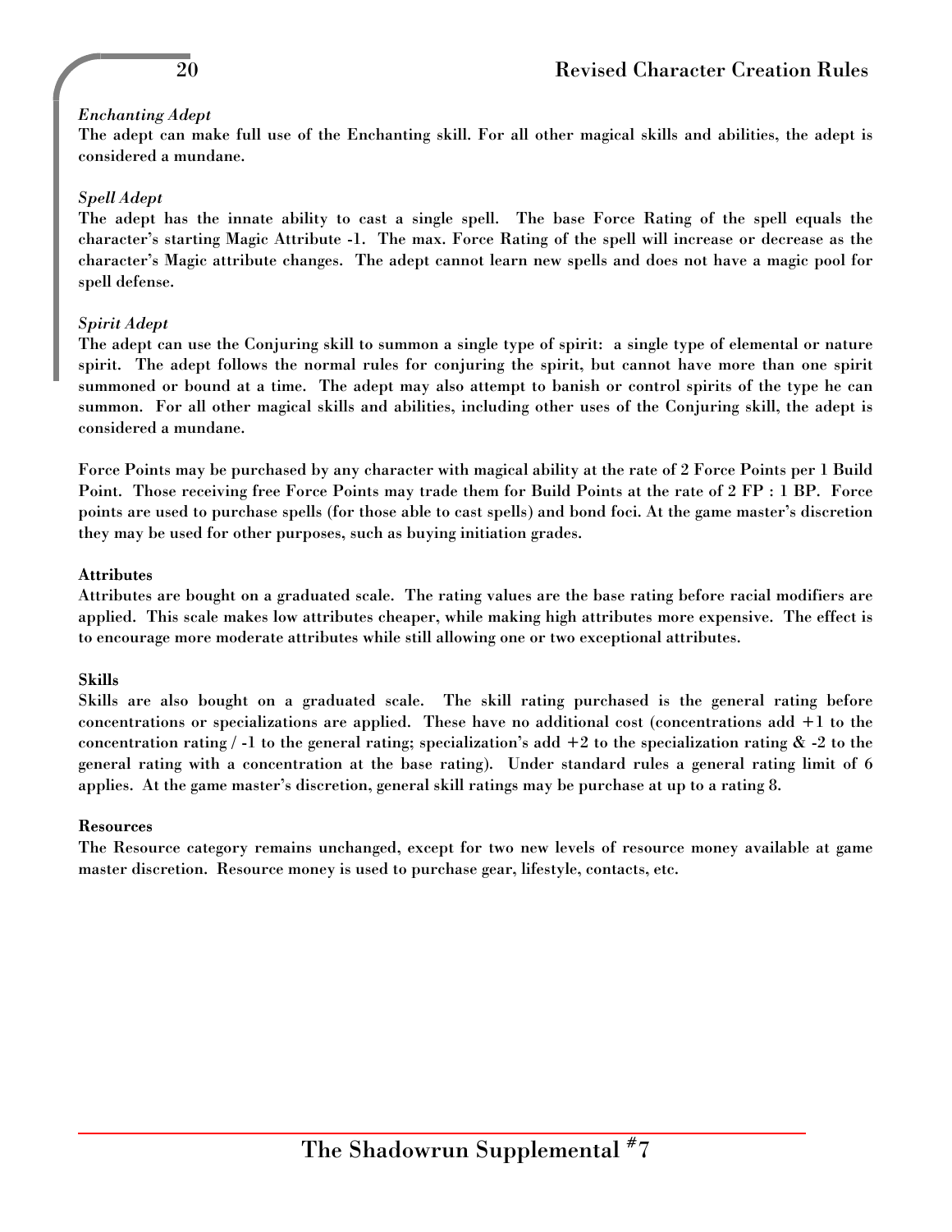*Enchanting Adept*

The adept can make full use of the Enchanting skill. For all other magical skills and abilities, the adept is considered a mundane.

*Spell Adept*

The adept has the innate ability to cast a single spell. The base Force Rating of the spell equals the character's starting Magic Attribute -1. The max. Force Rating of the spell will increase or decrease as the character's Magic attribute changes. The adept cannot learn new spells and does not have a magic pool for spell defense.

*Spirit Adept*

The adept can use the Conjuring skill to summon a single type of spirit: a single type of elemental or nature spirit. The adept follows the normal rules for conjuring the spirit, but cannot have more than one spirit summoned or bound at a time. The adept may also attempt to banish or control spirits of the type he can summon. For all other magical skills and abilities, including other uses of the Conjuring skill, the adept is considered a mundane.

Force Points may be purchased by any character with magical ability at the rate of 2 Force Points per 1 Build Point. Those receiving free Force Points may trade them for Build Points at the rate of 2 FP : 1 BP. Force points are used to purchase spells (for those able to cast spells) and bond foci. At the game master's discretion they may be used for other purposes, such as buying initiation grades.

**Attributes**

Attributes are bought on a graduated scale. The rating values are the base rating before racial modifiers are applied. This scale makes low attributes cheaper, while making high attributes more expensive. The effect is to encourage more moderate attributes while still allowing one or two exceptional attributes.

**Skills**

Skills are also bought on a graduated scale. The skill rating purchased is the general rating before concentrations or specializations are applied. These have no additional cost (concentrations add +1 to the concentration rating / -1 to the general rating; specialization's add +2 to the specialization rating & -2 to the general rating with a concentration at the base rating). Under standard rules a general rating limit of 6 applies. At the game master's discretion, general skill ratings may be purchase at up to a rating 8.

**Resources**

The Resource category remains unchanged, except for two new levels of resource money available at game master discretion. Resource money is used to purchase gear, lifestyle, contacts, etc.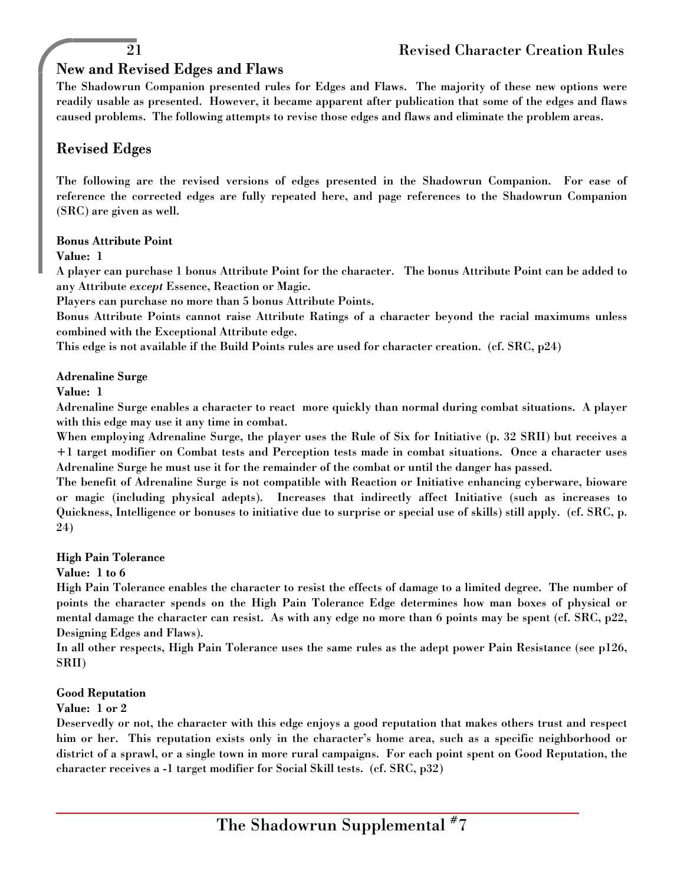## New and Revised Edges and Flaws

The Shadowrun Companion presented rules for Edges and Flaws. The majority of these new options were readily usable as presented. However, it became apparent after publication that some of the edges and flaws caused problems. The following attempts to revise those edges and flaws and eliminate the problem areas.

## Revised Edges

The following are the revised versions of edges presented in the Shadowrun Companion. For ease of reference the corrected edges are fully repeated here, and page references to the Shadowrun Companion (SRC) are given as well.

**Bonus Attribute Point**

**Value: 1**

A player can purchase 1 bonus Attribute Point for the character. The bonus Attribute Point can be added to any Attribute *except* Essence, Reaction or Magic.

Players can purchase no more than 5 bonus Attribute Points.

Bonus Attribute Points cannot raise Attribute Ratings of a character beyond the racial maximums unless combined with the Exceptional Attribute edge.

This edge is not available if the Build Points rules are used for character creation. (cf. SRC, p24)

**Adrenaline Surge**

**Value: 1**

Adrenaline Surge enables a character to react more quickly than normal during combat situations. A player with this edge may use it any time in combat.

When employing Adrenaline Surge, the player uses the Rule of Six for Initiative (p. 32 SRII) but receives a +1 target modifier on Combat tests and Perception tests made in combat situations. Once a character uses Adrenaline Surge he must use it for the remainder of the combat or until the danger has passed.

The benefit of Adrenaline Surge is not compatible with Reaction or Initiative enhancing cyberware, bioware or magic (including physical adepts). Increases that indirectly affect Initiative (such as increases to Quickness, Intelligence or bonuses to initiative due to surprise or special use of skills) still apply. (cf. SRC, p. 24)

**High Pain Tolerance**

**Value: 1 to 6**

High Pain Tolerance enables the character to resist the effects of damage to a limited degree. The number of points the character spends on the High Pain Tolerance Edge determines how man boxes of physical or mental damage the character can resist. As with any edge no more than 6 points may be spent (cf. SRC, p22, Designing Edges and Flaws).

In all other respects, High Pain Tolerance uses the same rules as the adept power Pain Resistance (see p126, SRII)

**Good Reputation**

**Value: 1 or 2**

Deservedly or not, the character with this edge enjoys a good reputation that makes others trust and respect him or her. This reputation exists only in the character's home area, such as a specific neighborhood or district of a sprawl, or a single town in more rural campaigns. For each point spent on Good Reputation, the character receives a -1 target modifier for Social Skill tests. (cf. SRC, p32)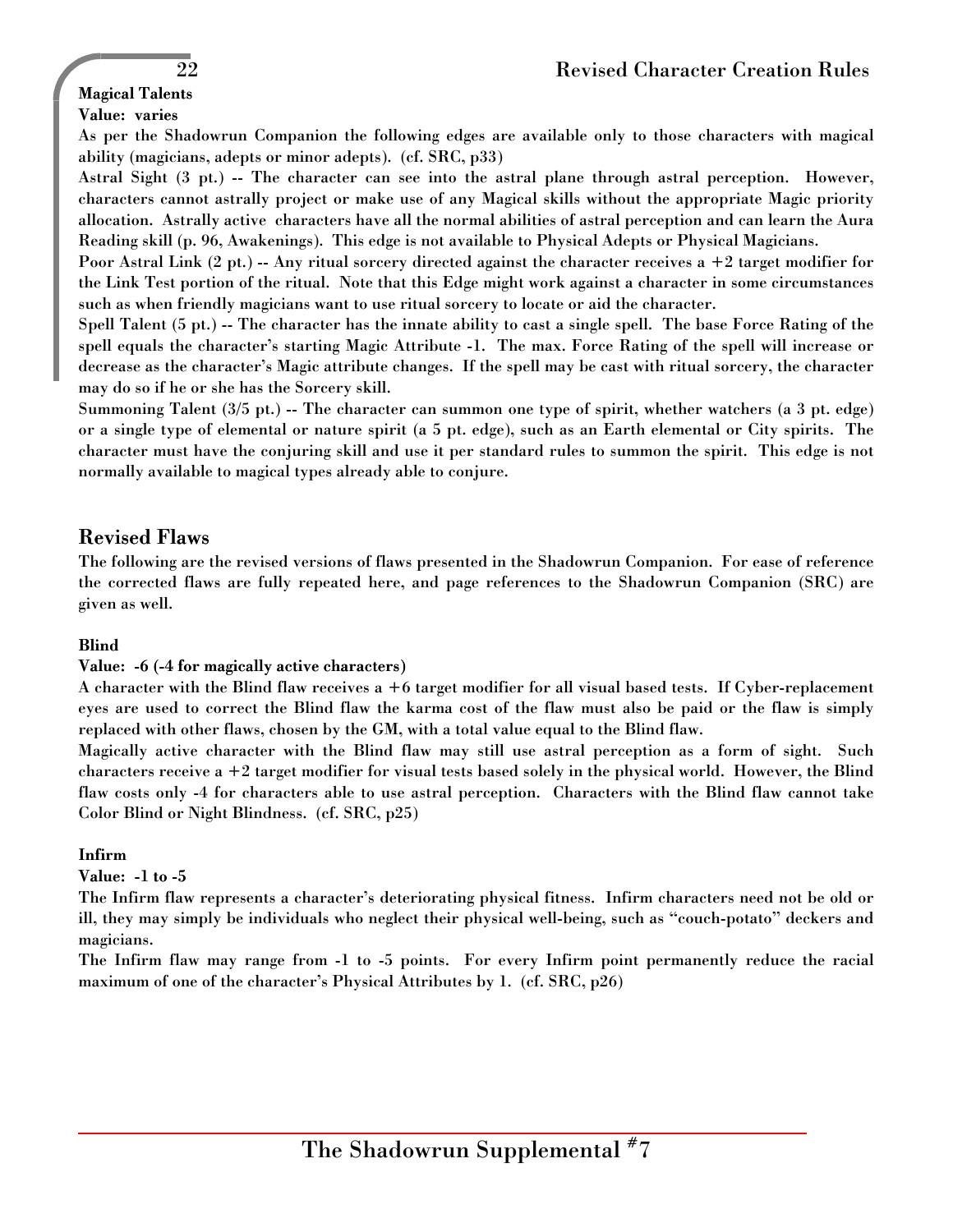**Magical Talents**

**Value: varies**

As per the Shadowrun Companion the following edges are available only to those characters with magical ability (magicians, adepts or minor adepts). (cf. SRC, p33)

Astral Sight (3 pt.) -- The character can see into the astral plane through astral perception. However, characters cannot astrally project or make use of any Magical skills without the appropriate Magic priority allocation. Astrally active characters have all the normal abilities of astral perception and can learn the Aura Reading skill (p. 96, Awakenings). This edge is not available to Physical Adepts or Physical Magicians.

Poor Astral Link (2 pt.) -- Any ritual sorcery directed against the character receives a +2 target modifier for the Link Test portion of the ritual. Note that this Edge might work against a character in some circumstances such as when friendly magicians want to use ritual sorcery to locate or aid the character.

Spell Talent (5 pt.) -- The character has the innate ability to cast a single spell. The base Force Rating of the spell equals the character's starting Magic Attribute -1. The max. Force Rating of the spell will increase or decrease as the character's Magic attribute changes. If the spell may be cast with ritual sorcery, the character may do so if he or she has the Sorcery skill.

Summoning Talent (3/5 pt.) -- The character can summon one type of spirit, whether watchers (a 3 pt. edge) or a single type of elemental or nature spirit (a 5 pt. edge), such as an Earth elemental or City spirits. The character must have the conjuring skill and use it per standard rules to summon the spirit. This edge is not normally available to magical types already able to conjure.

## Revised Flaws

The following are the revised versions of flaws presented in the Shadowrun Companion. For ease of reference the corrected flaws are fully repeated here, and page references to the Shadowrun Companion (SRC) are given as well.

### Blind

**Value: -6 (-4 for magically active characters)**

A character with the Blind flaw receives a +6 target modifier for all visual based tests. If Cyber-replacement eyes are used to correct the Blind flaw the karma cost of the flaw must also be paid or the flaw is simply replaced with other flaws, chosen by the GM, with a total value equal to the Blind flaw.

Magically active character with the Blind flaw may still use astral perception as a form of sight. Such characters receive a +2 target modifier for visual tests based solely in the physical world. However, the Blind flaw costs only -4 for characters able to use astral perception. Characters with the Blind flaw cannot take Color Blind or Night Blindness. (cf. SRC, p25)

### Infirm

**Value: -1 to -5**

The Infirm flaw represents a character's deteriorating physical fitness. Infirm characters need not be old or ill, they may simply be individuals who neglect their physical well-being, such as "couch-potato" deckers and magicians.

The Infirm flaw may range from -1 to -5 points. For every Infirm point permanently reduce the racial maximum of one of the character's Physical Attributes by 1. (cf. SRC, p26)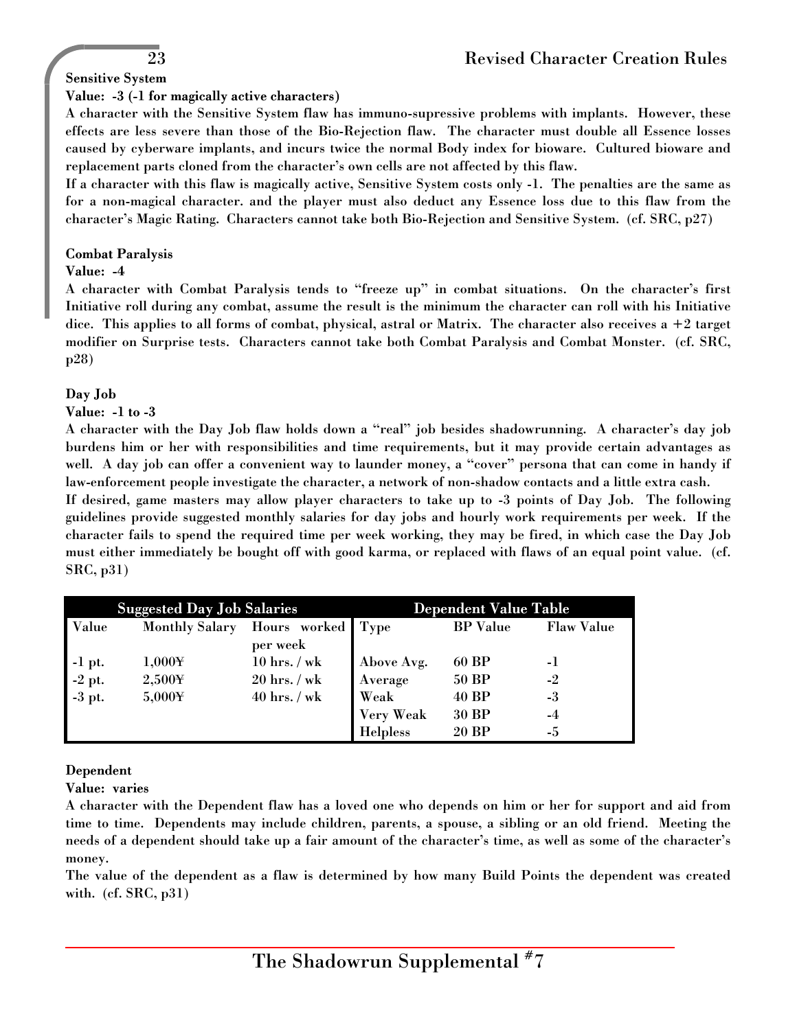**Sensitive System**

**Value: -3 (-1 for magically active characters)**

A character with the Sensitive System flaw has immuno-supressive problems with implants. However, these effects are less severe than those of the Bio-Rejection flaw. The character must double all Essence losses caused by cyberware implants, and incurs twice the normal Body index for bioware. Cultured bioware and replacement parts cloned from the character's own cells are not affected by this flaw.

If a character with this flaw is magically active, Sensitive System costs only -1. The penalties are the same as for a non-magical character. and the player must also deduct any Essence loss due to this flaw from the character's Magic Rating. Characters cannot take both Bio-Rejection and Sensitive System. (cf. SRC, p27)

**Combat Paralysis**

**Value: -4**

A character with Combat Paralysis tends to "freeze up" in combat situations. On the character's first Initiative roll during any combat, assume the result is the minimum the character can roll with his Initiative dice. This applies to all forms of combat, physical, astral or Matrix. The character also receives a +2 target modifier on Surprise tests. Characters cannot take both Combat Paralysis and Combat Monster. (cf. SRC, p28)

**Day Job**

**Value: -1 to -3**

A character with the Day Job flaw holds down a "real" job besides shadowrunning. A character's day job burdens him or her with responsibilities and time requirements, but it may provide certain advantages as well. A day job can offer a convenient way to launder money, a "cover" persona that can come in handy if law-enforcement people investigate the character, a network of non-shadow contacts and a little extra cash.

If desired, game masters may allow player characters to take up to -3 points of Day Job. The following guidelines provide suggested monthly salaries for day jobs and hourly work requirements per week. If the character fails to spend the required time per week working, they may be fired, in which case the Day Job must either immediately be bought off with good karma, or replaced with flaws of an equal point value. (cf. SRC, p31)

| Suggested Day Job Salaries | | |
|---|---|---|
| Value | Monthly Salary | Hours worked per week |
| -1 pt. | 1,000¥ | 10 hrs. / wk |
| -2 pt. | 2,500¥ | 20 hrs. / wk |
| -3 pt. | 5,000¥ | 40 hrs. / wk |

| Dependent Value Table | | |
|---|---|---|
| Type | BP Value | Flaw Value |
| Above Avg. | 60 BP | -1 |
| Average | 50 BP | -2 |
| Weak | 40 BP | -3 |
| Very Weak | 30 BP | -4 |
| Helpless | 20 BP | -5 |

**Dependent**

**Value: varies**

A character with the Dependent flaw has a loved one who depends on him or her for support and aid from time to time. Dependents may include children, parents, a spouse, a sibling or an old friend. Meeting the needs of a dependent should take up a fair amount of the character's time, as well as some of the character's money.

The value of the dependent as a flaw is determined by how many Build Points the dependent was created with. (cf. SRC, p31)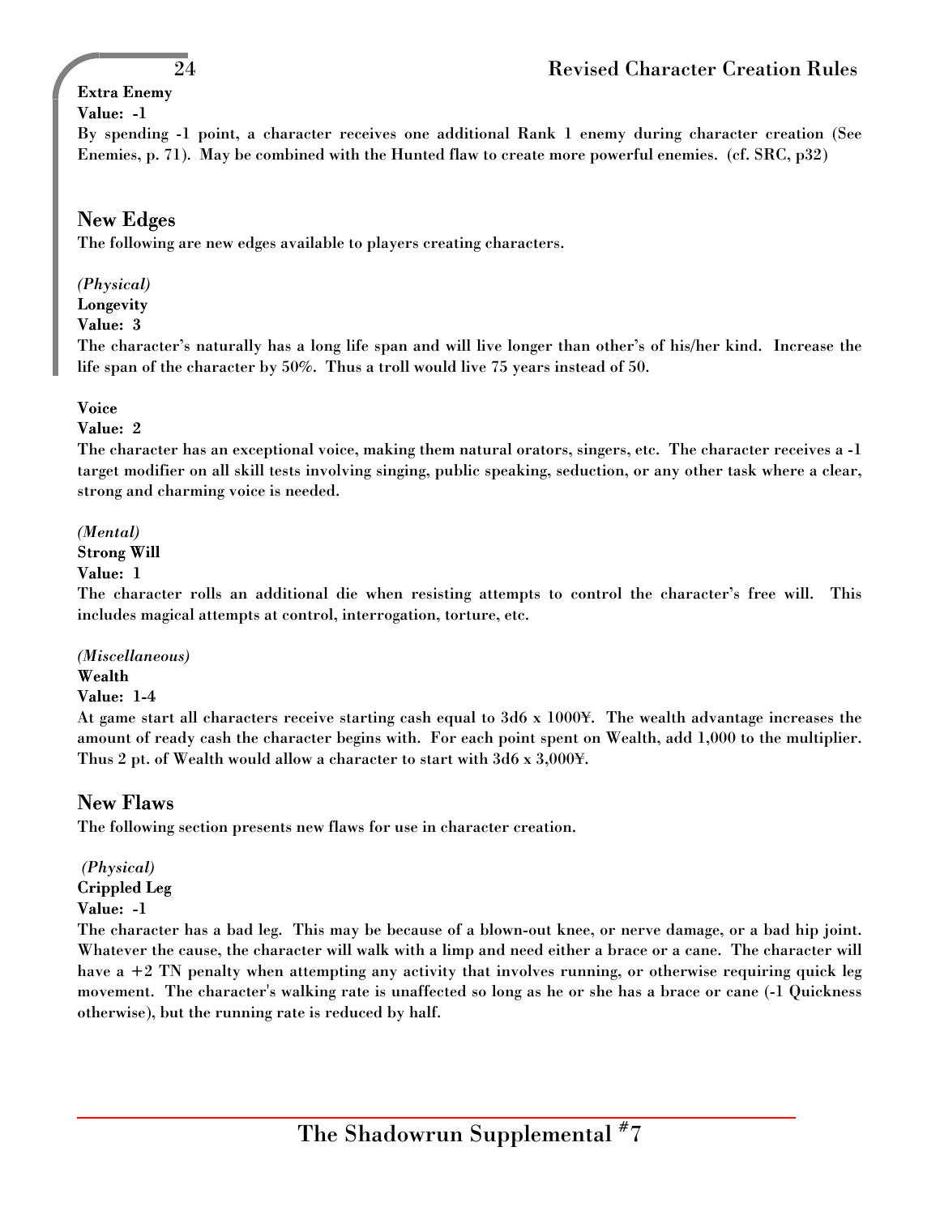**Extra Enemy**
**Value: -1**
By spending -1 point, a character receives one additional Rank 1 enemy during character creation (See Enemies, p. 71). May be combined with the Hunted flaw to create more powerful enemies. (cf. SRC, p32)

## New Edges

The following are new edges available to players creating characters.

*(Physical)*
**Longevity**
**Value: 3**
The character's naturally has a long life span and will live longer than other's of his/her kind. Increase the life span of the character by 50%. Thus a troll would live 75 years instead of 50.

**Voice**
**Value: 2**
The character has an exceptional voice, making them natural orators, singers, etc. The character receives a -1 target modifier on all skill tests involving singing, public speaking, seduction, or any other task where a clear, strong and charming voice is needed.

*(Mental)*
**Strong Will**
**Value: 1**
The character rolls an additional die when resisting attempts to control the character's free will. This includes magical attempts at control, interrogation, torture, etc.

*(Miscellaneous)*
**Wealth**
**Value: 1-4**
At game start all characters receive starting cash equal to 3d6 x 1000¥. The wealth advantage increases the amount of ready cash the character begins with. For each point spent on Wealth, add 1,000 to the multiplier. Thus 2 pt. of Wealth would allow a character to start with 3d6 x 3,000¥.

## New Flaws

The following section presents new flaws for use in character creation.

*(Physical)*
**Crippled Leg**
**Value: -1**
The character has a bad leg. This may be because of a blown-out knee, or nerve damage, or a bad hip joint. Whatever the cause, the character will walk with a limp and need either a brace or a cane. The character will have a +2 TN penalty when attempting any activity that involves running, or otherwise requiring quick leg movement. The character's walking rate is unaffected so long as he or she has a brace or cane (-1 Quickness otherwise), but the running rate is reduced by half.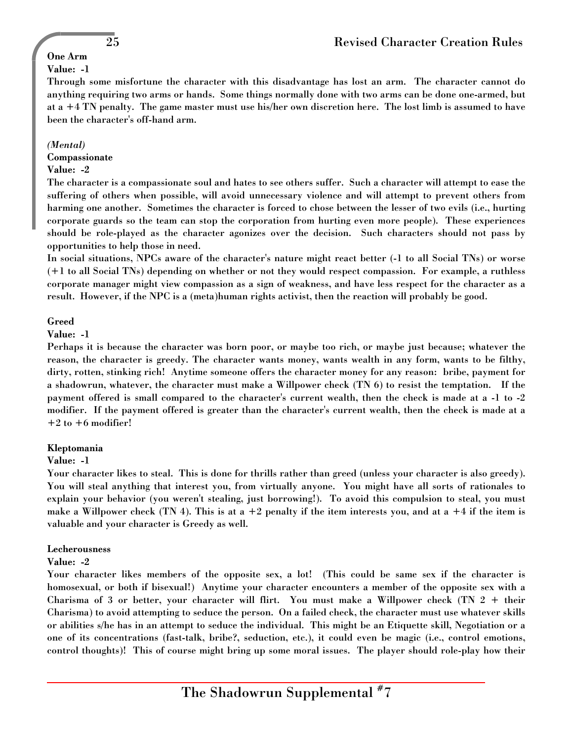**One Arm**

**Value: -1**

Through some misfortune the character with this disadvantage has lost an arm. The character cannot do anything requiring two arms or hands. Some things normally done with two arms can be done one-armed, but at a +4 TN penalty. The game master must use his/her own discretion here. The lost limb is assumed to have been the character's off-hand arm.

*(Mental)*

**Compassionate**

**Value: -2**

The character is a compassionate soul and hates to see others suffer. Such a character will attempt to ease the suffering of others when possible, will avoid unnecessary violence and will attempt to prevent others from harming one another. Sometimes the character is forced to chose between the lesser of two evils (i.e., hurting corporate guards so the team can stop the corporation from hurting even more people). These experiences should be role-played as the character agonizes over the decision. Such characters should not pass by opportunities to help those in need.

In social situations, NPCs aware of the character's nature might react better (-1 to all Social TNs) or worse (+1 to all Social TNs) depending on whether or not they would respect compassion. For example, a ruthless corporate manager might view compassion as a sign of weakness, and have less respect for the character as a result. However, if the NPC is a (meta)human rights activist, then the reaction will probably be good.

**Greed**

**Value: -1**

Perhaps it is because the character was born poor, or maybe too rich, or maybe just because; whatever the reason, the character is greedy. The character wants money, wants wealth in any form, wants to be filthy, dirty, rotten, stinking rich! Anytime someone offers the character money for any reason: bribe, payment for a shadowrun, whatever, the character must make a Willpower check (TN 6) to resist the temptation. If the payment offered is small compared to the character's current wealth, then the check is made at a -1 to -2 modifier. If the payment offered is greater than the character's current wealth, then the check is made at a +2 to +6 modifier!

**Kleptomania**

**Value: -1**

Your character likes to steal. This is done for thrills rather than greed (unless your character is also greedy). You will steal anything that interest you, from virtually anyone. You might have all sorts of rationales to explain your behavior (you weren't stealing, just borrowing!). To avoid this compulsion to steal, you must make a Willpower check (TN 4). This is at a +2 penalty if the item interests you, and at a +4 if the item is valuable and your character is Greedy as well.

**Lecherousness**

**Value: -2**

Your character likes members of the opposite sex, a lot! (This could be same sex if the character is homosexual, or both if bisexual!) Anytime your character encounters a member of the opposite sex with a Charisma of 3 or better, your character will flirt. You must make a Willpower check (TN 2 + their Charisma) to avoid attempting to seduce the person. On a failed check, the character must use whatever skills or abilities s/he has in an attempt to seduce the individual. This might be an Etiquette skill, Negotiation or a one of its concentrations (fast-talk, bribe?, seduction, etc.), it could even be magic (i.e., control emotions, control thoughts)! This of course might bring up some moral issues. The player should role-play how their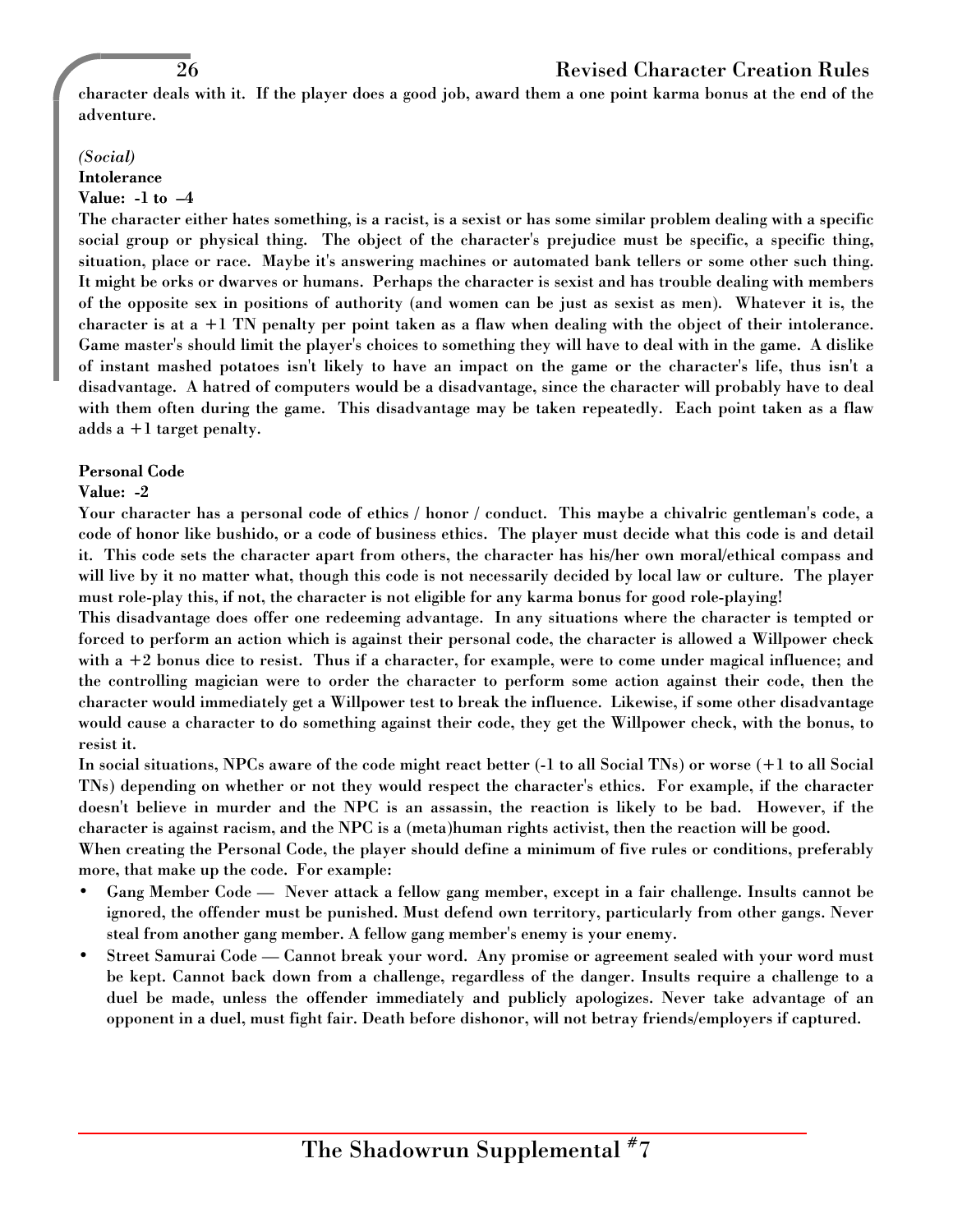character deals with it. If the player does a good job, award them a one point karma bonus at the end of the adventure.

*(Social)*

**Intolerance**

**Value: -1 to –4**

The character either hates something, is a racist, is a sexist or has some similar problem dealing with a specific social group or physical thing. The object of the character's prejudice must be specific, a specific thing, situation, place or race. Maybe it's answering machines or automated bank tellers or some other such thing. It might be orks or dwarves or humans. Perhaps the character is sexist and has trouble dealing with members of the opposite sex in positions of authority (and women can be just as sexist as men). Whatever it is, the character is at a +1 TN penalty per point taken as a flaw when dealing with the object of their intolerance. Game master's should limit the player's choices to something they will have to deal with in the game. A dislike of instant mashed potatoes isn't likely to have an impact on the game or the character's life, thus isn't a disadvantage. A hatred of computers would be a disadvantage, since the character will probably have to deal with them often during the game. This disadvantage may be taken repeatedly. Each point taken as a flaw adds a +1 target penalty.

**Personal Code**

**Value: -2**

Your character has a personal code of ethics / honor / conduct. This maybe a chivalric gentleman's code, a code of honor like bushido, or a code of business ethics. The player must decide what this code is and detail it. This code sets the character apart from others, the character has his/her own moral/ethical compass and will live by it no matter what, though this code is not necessarily decided by local law or culture. The player must role-play this, if not, the character is not eligible for any karma bonus for good role-playing!

This disadvantage does offer one redeeming advantage. In any situations where the character is tempted or forced to perform an action which is against their personal code, the character is allowed a Willpower check with a +2 bonus dice to resist. Thus if a character, for example, were to come under magical influence; and the controlling magician were to order the character to perform some action against their code, then the character would immediately get a Willpower test to break the influence. Likewise, if some other disadvantage would cause a character to do something against their code, they get the Willpower check, with the bonus, to resist it.

In social situations, NPCs aware of the code might react better (-1 to all Social TNs) or worse (+1 to all Social TNs) depending on whether or not they would respect the character's ethics. For example, if the character doesn't believe in murder and the NPC is an assassin, the reaction is likely to be bad. However, if the character is against racism, and the NPC is a (meta)human rights activist, then the reaction will be good.

When creating the Personal Code, the player should define a minimum of five rules or conditions, preferably more, that make up the code. For example:

- Gang Member Code — Never attack a fellow gang member, except in a fair challenge. Insults cannot be ignored, the offender must be punished. Must defend own territory, particularly from other gangs. Never steal from another gang member. A fellow gang member's enemy is your enemy.
- Street Samurai Code — Cannot break your word. Any promise or agreement sealed with your word must be kept. Cannot back down from a challenge, regardless of the danger. Insults require a challenge to a duel be made, unless the offender immediately and publicly apologizes. Never take advantage of an opponent in a duel, must fight fair. Death before dishonor, will not betray friends/employers if captured.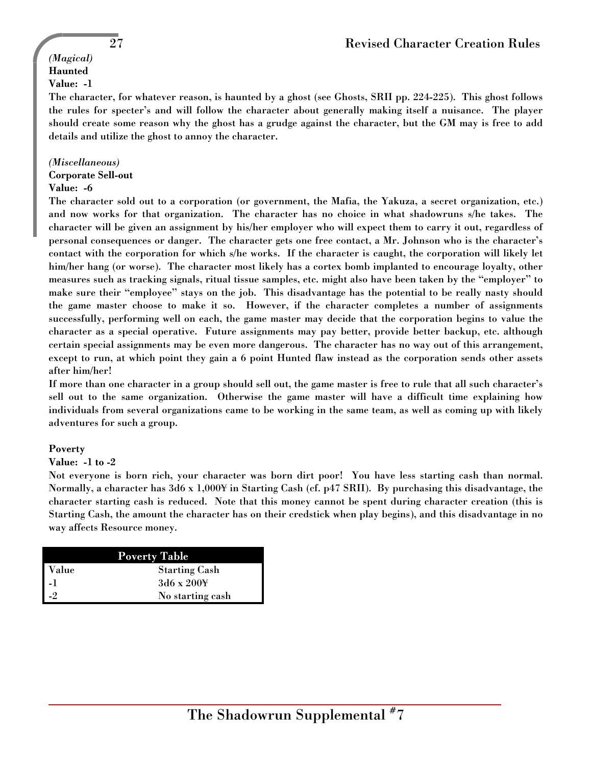*(Magical)*
**Haunted**
**Value: -1**

The character, for whatever reason, is haunted by a ghost (see Ghosts, SRII pp. 224-225). This ghost follows the rules for specter's and will follow the character about generally making itself a nuisance. The player should create some reason why the ghost has a grudge against the character, but the GM may is free to add details and utilize the ghost to annoy the character.

*(Miscellaneous)*
**Corporate Sell-out**
**Value: -6**

The character sold out to a corporation (or government, the Mafia, the Yakuza, a secret organization, etc.) and now works for that organization. The character has no choice in what shadowruns s/he takes. The character will be given an assignment by his/her employer who will expect them to carry it out, regardless of personal consequences or danger. The character gets one free contact, a Mr. Johnson who is the character's contact with the corporation for which s/he works. If the character is caught, the corporation will likely let him/her hang (or worse). The character most likely has a cortex bomb implanted to encourage loyalty, other measures such as tracking signals, ritual tissue samples, etc. might also have been taken by the "employer" to make sure their "employee" stays on the job. This disadvantage has the potential to be really nasty should the game master choose to make it so. However, if the character completes a number of assignments successfully, performing well on each, the game master may decide that the corporation begins to value the character as a special operative. Future assignments may pay better, provide better backup, etc. although certain special assignments may be even more dangerous. The character has no way out of this arrangement, except to run, at which point they gain a 6 point Hunted flaw instead as the corporation sends other assets after him/her!

If more than one character in a group should sell out, the game master is free to rule that all such character's sell out to the same organization. Otherwise the game master will have a difficult time explaining how individuals from several organizations came to be working in the same team, as well as coming up with likely adventures for such a group.

**Poverty**
**Value: -1 to -2**

Not everyone is born rich, your character was born dirt poor! You have less starting cash than normal. Normally, a character has 3d6 x 1,000¥ in Starting Cash (cf. p47 SRII). By purchasing this disadvantage, the character starting cash is reduced. Note that this money cannot be spent during character creation (this is Starting Cash, the amount the character has on their credstick when play begins), and this disadvantage in no way affects Resource money.

| Poverty Table | |
|---|---|
| Value | Starting Cash |
| -1 | 3d6 x 200¥ |
| -2 | No starting cash |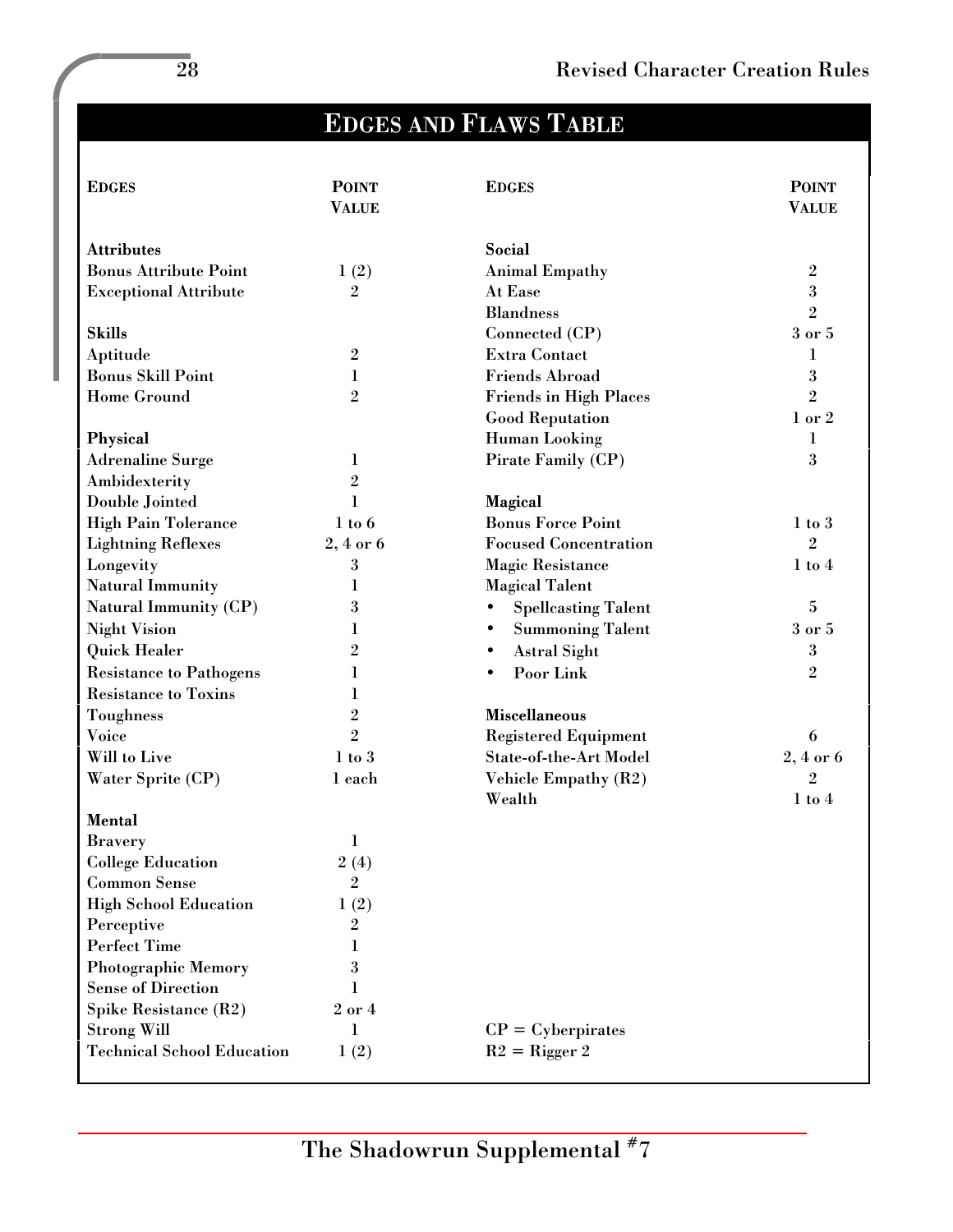## Edges and Flaws Table

| Edges | Point Value | Edges | Point Value |
|---|---|---|---|
| **Attributes** | | **Social** | |
| Bonus Attribute Point | 1 (2) | Animal Empathy | 2 |
| Exceptional Attribute | 2 | At Ease | 3 |
| | | Blandness | 2 |
| **Skills** | | Connected (CP) | 3 or 5 |
| Aptitude | 2 | Extra Contact | 1 |
| Bonus Skill Point | 1 | Friends Abroad | 3 |
| Home Ground | 2 | Friends in High Places | 2 |
| | | Good Reputation | 1 or 2 |
| **Physical** | | Human Looking | 1 |
| Adrenaline Surge | 1 | Pirate Family (CP) | 3 |
| Ambidexterity | 2 | | |
| Double Jointed | 1 | **Magical** | |
| High Pain Tolerance | 1 to 6 | Bonus Force Point | 1 to 3 |
| Lightning Reflexes | 2, 4 or 6 | Focused Concentration | 2 |
| Longevity | 3 | Magic Resistance | 1 to 4 |
| Natural Immunity | 1 | Magical Talent | |
| Natural Immunity (CP) | 3 | • Spellcasting Talent | 5 |
| Night Vision | 1 | • Summoning Talent | 3 or 5 |
| Quick Healer | 2 | • Astral Sight | 3 |
| Resistance to Pathogens | 1 | • Poor Link | 2 |
| Resistance to Toxins | 1 | | |
| Toughness | 2 | **Miscellaneous** | |
| Voice | 2 | Registered Equipment | 6 |
| Will to Live | 1 to 3 | State-of-the-Art Model | 2, 4 or 6 |
| Water Sprite (CP) | 1 each | Vehicle Empathy (R2) | 2 |
| | | Wealth | 1 to 4 |
| **Mental** | | | |
| Bravery | 1 | | |
| College Education | 2 (4) | | |
| Common Sense | 2 | | |
| High School Education | 1 (2) | | |
| Perceptive | 2 | | |
| Perfect Time | 1 | | |
| Photographic Memory | 3 | | |
| Sense of Direction | 1 | | |
| Spike Resistance (R2) | 2 or 4 | | |
| Strong Will | 1 | CP = Cyberpirates | |
| Technical School Education | 1 (2) | R2 = Rigger 2 | |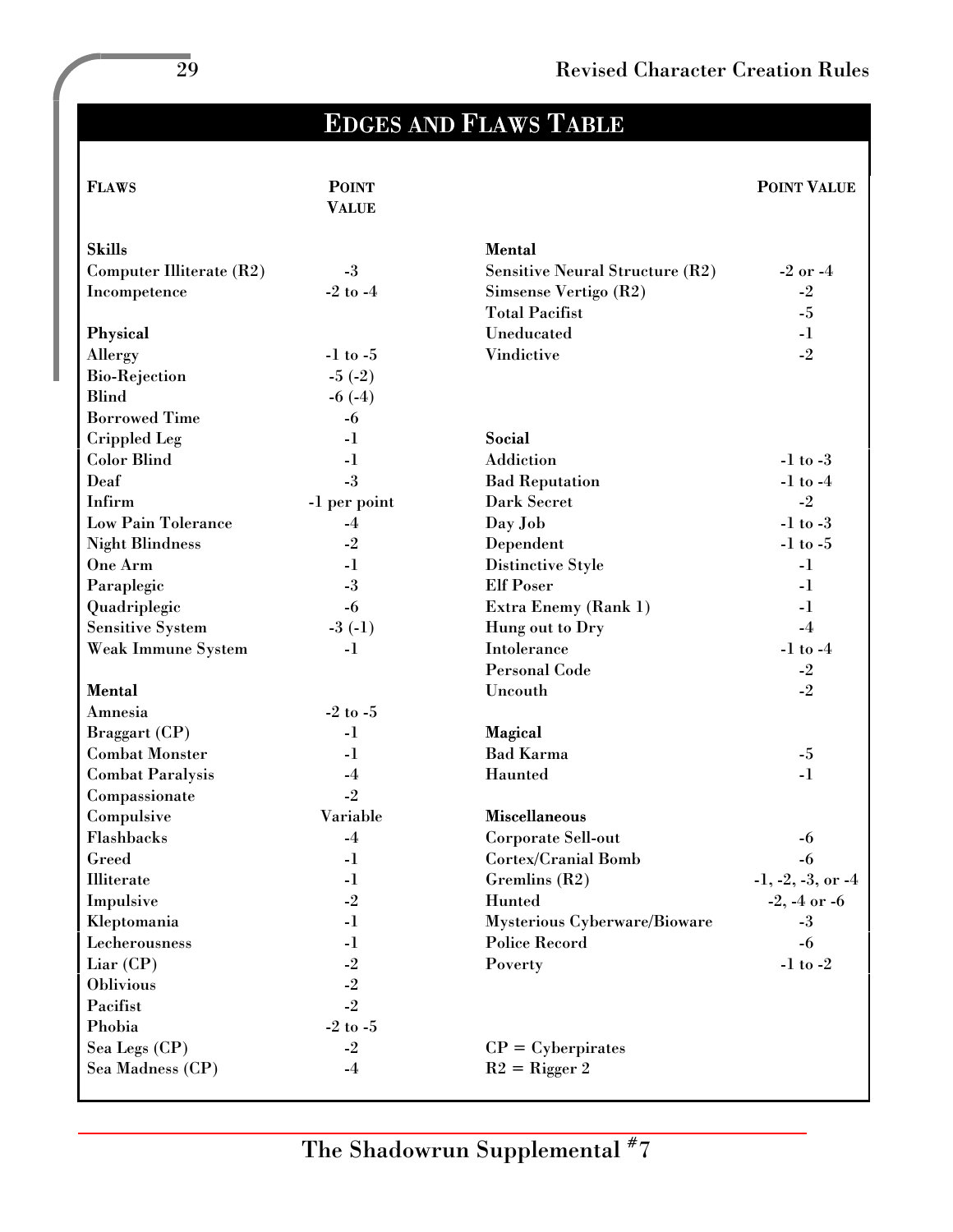## Edges and Flaws Table

| Flaws | Point Value | | Point Value |
|---|---|---|---|
| **Skills** | | **Mental** | |
| Computer Illiterate (R2) | -3 | Sensitive Neural Structure (R2) | -2 or -4 |
| Incompetence | -2 to -4 | Simsense Vertigo (R2) | -2 |
| | | Total Pacifist | -5 |
| **Physical** | | Uneducated | -1 |
| Allergy | -1 to -5 | Vindictive | -2 |
| Bio-Rejection | -5 (-2) | | |
| Blind | -6 (-4) | | |
| Borrowed Time | -6 | | |
| Crippled Leg | -1 | **Social** | |
| Color Blind | -1 | Addiction | -1 to -3 |
| Deaf | -3 | Bad Reputation | -1 to -4 |
| Infirm | -1 per point | Dark Secret | -2 |
| Low Pain Tolerance | -4 | Day Job | -1 to -3 |
| Night Blindness | -2 | Dependent | -1 to -5 |
| One Arm | -1 | Distinctive Style | -1 |
| Paraplegic | -3 | Elf Poser | -1 |
| Quadriplegic | -6 | Extra Enemy (Rank 1) | -1 |
| Sensitive System | -3 (-1) | Hung out to Dry | -4 |
| Weak Immune System | -1 | Intolerance | -1 to -4 |
| | | Personal Code | -2 |
| **Mental** | | Uncouth | -2 |
| Amnesia | -2 to -5 | | |
| Braggart (CP) | -1 | **Magical** | |
| Combat Monster | -1 | Bad Karma | -5 |
| Combat Paralysis | -4 | Haunted | -1 |
| Compassionate | -2 | | |
| Compulsive | Variable | **Miscellaneous** | |
| Flashbacks | -4 | Corporate Sell-out | -6 |
| Greed | -1 | Cortex/Cranial Bomb | -6 |
| Illiterate | -1 | Gremlins (R2) | -1, -2, -3, or -4 |
| Impulsive | -2 | Hunted | -2, -4 or -6 |
| Kleptomania | -1 | Mysterious Cyberware/Bioware | -3 |
| Lecherousness | -1 | Police Record | -6 |
| Liar (CP) | -2 | Poverty | -1 to -2 |
| Oblivious | -2 | | |
| Pacifist | -2 | | |
| Phobia | -2 to -5 | | |
| Sea Legs (CP) | -2 | CP = Cyberpirates | |
| Sea Madness (CP) | -4 | R2 = Rigger 2 | |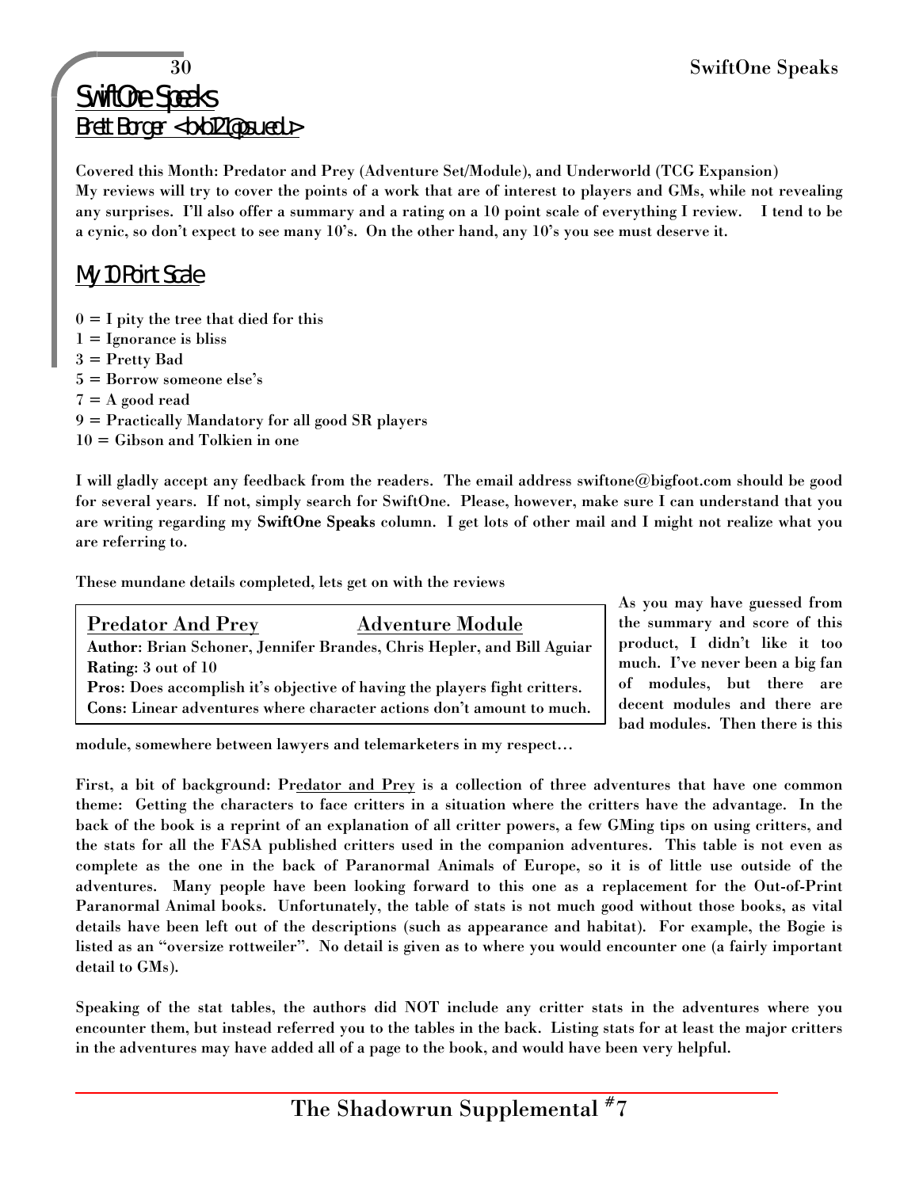# SwiftOne Speaks

Brett Borger <bxb121@psu.edu>

**Covered this Month: Predator and Prey (Adventure Set/Module), and Underworld (TCG Expansion)**
**My reviews will try to cover the points of a work that are of interest to players and GMs, while not revealing any surprises. I'll also offer a summary and a rating on a 10 point scale of everything I review. I tend to be a cynic, so don't expect to see many 10's. On the other hand, any 10's you see must deserve it.**

## My 10 Point Scale

**0 = I pity the tree that died for this**
**1 = Ignorance is bliss**
**3 = Pretty Bad**
**5 = Borrow someone else's**
**7 = A good read**
**9 = Practically Mandatory for all good SR players**
**10 = Gibson and Tolkien in one**

**I will gladly accept any feedback from the readers. The email address swiftone@bigfoot.com should be good for several years. If not, simply search for SwiftOne. Please, however, make sure I can understand that you are writing regarding my SwiftOne Speaks column. I get lots of other mail and I might not realize what you are referring to.**

**These mundane details completed, lets get on with the reviews**

> **Predator And Prey** — **Adventure Module**
> **Author:** Brian Schoner, Jennifer Brandes, Chris Hepler, and Bill Aguiar
> **Rating:** 3 out of 10
> **Pros:** Does accomplish it's objective of having the players fight critters.
> **Cons:** Linear adventures where character actions don't amount to much.

**As you may have guessed from the summary and score of this product, I didn't like it too much. I've never been a big fan of modules, but there are decent modules and there are bad modules. Then there is this module, somewhere between lawyers and telemarketers in my respect…**

**First, a bit of background: Predator and Prey is a collection of three adventures that have one common theme: Getting the characters to face critters in a situation where the critters have the advantage. In the back of the book is a reprint of an explanation of all critter powers, a few GMing tips on using critters, and the stats for all the FASA published critters used in the companion adventures. This table is not even as complete as the one in the back of Paranormal Animals of Europe, so it is of little use outside of the adventures. Many people have been looking forward to this one as a replacement for the Out-of-Print Paranormal Animal books. Unfortunately, the table of stats is not much good without those books, as vital details have been left out of the descriptions (such as appearance and habitat). For example, the Bogie is listed as an "oversize rottweiler". No detail is given as to where you would encounter one (a fairly important detail to GMs).**

**Speaking of the stat tables, the authors did NOT include any critter stats in the adventures where you encounter them, but instead referred you to the tables in the back. Listing stats for at least the major critters in the adventures may have added all of a page to the book, and would have been very helpful.**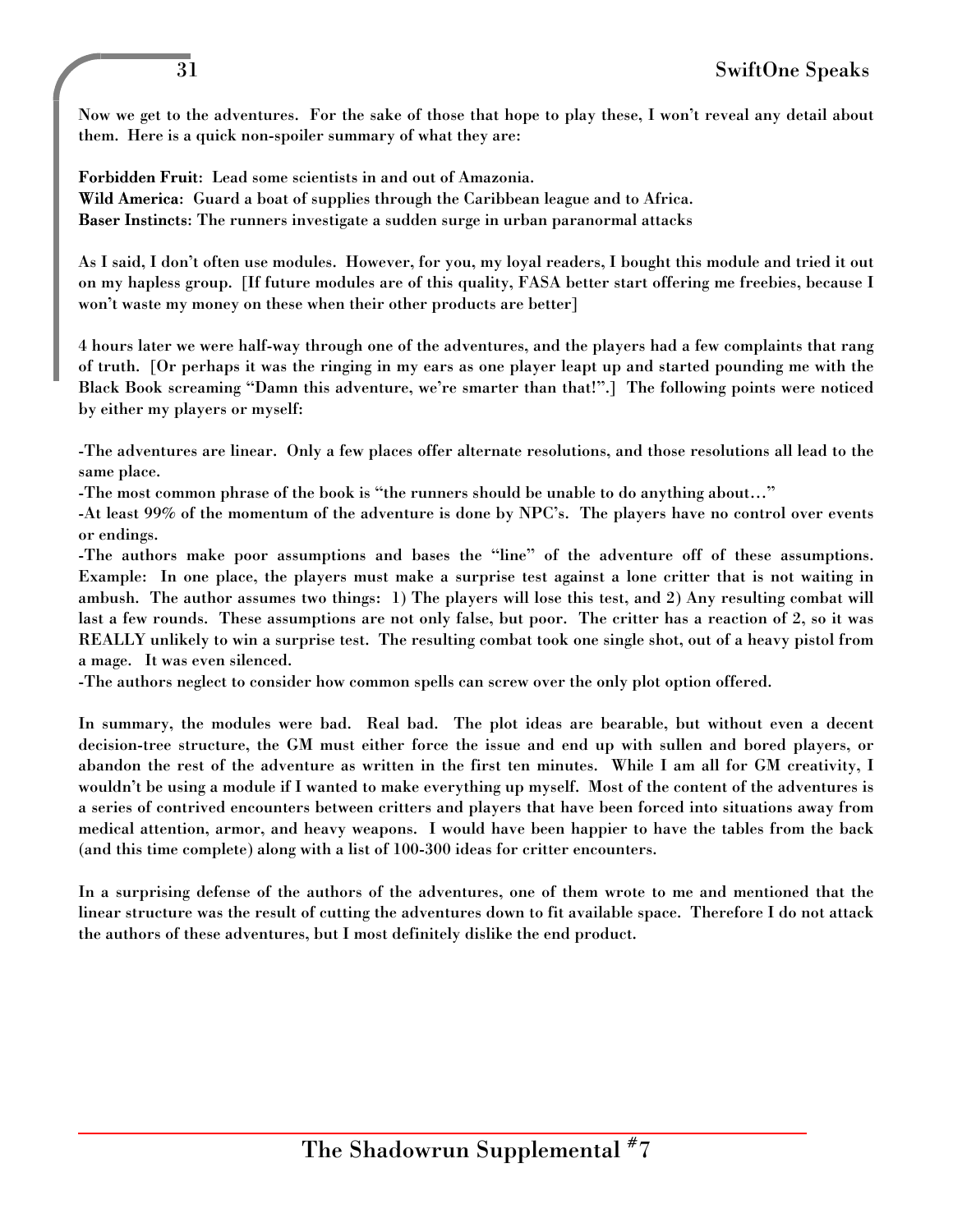Now we get to the adventures. For the sake of those that hope to play these, I won't reveal any detail about them. Here is a quick non-spoiler summary of what they are:

**Forbidden Fruit**: Lead some scientists in and out of Amazonia.
**Wild America**: Guard a boat of supplies through the Caribbean league and to Africa.
**Baser Instincts**: The runners investigate a sudden surge in urban paranormal attacks

As I said, I don't often use modules. However, for you, my loyal readers, I bought this module and tried it out on my hapless group. [If future modules are of this quality, FASA better start offering me freebies, because I won't waste my money on these when their other products are better]

4 hours later we were half-way through one of the adventures, and the players had a few complaints that rang of truth. [Or perhaps it was the ringing in my ears as one player leapt up and started pounding me with the Black Book screaming "Damn this adventure, we're smarter than that!".] The following points were noticed by either my players or myself:

-The adventures are linear. Only a few places offer alternate resolutions, and those resolutions all lead to the same place.
-The most common phrase of the book is "the runners should be unable to do anything about…"
-At least 99% of the momentum of the adventure is done by NPC's. The players have no control over events or endings.
-The authors make poor assumptions and bases the "line" of the adventure off of these assumptions. Example: In one place, the players must make a surprise test against a lone critter that is not waiting in ambush. The author assumes two things: 1) The players will lose this test, and 2) Any resulting combat will last a few rounds. These assumptions are not only false, but poor. The critter has a reaction of 2, so it was REALLY unlikely to win a surprise test. The resulting combat took one single shot, out of a heavy pistol from a mage. It was even silenced.
-The authors neglect to consider how common spells can screw over the only plot option offered.

In summary, the modules were bad. Real bad. The plot ideas are bearable, but without even a decent decision-tree structure, the GM must either force the issue and end up with sullen and bored players, or abandon the rest of the adventure as written in the first ten minutes. While I am all for GM creativity, I wouldn't be using a module if I wanted to make everything up myself. Most of the content of the adventures is a series of contrived encounters between critters and players that have been forced into situations away from medical attention, armor, and heavy weapons. I would have been happier to have the tables from the back (and this time complete) along with a list of 100-300 ideas for critter encounters.

In a surprising defense of the authors of the adventures, one of them wrote to me and mentioned that the linear structure was the result of cutting the adventures down to fit available space. Therefore I do not attack the authors of these adventures, but I most definitely dislike the end product.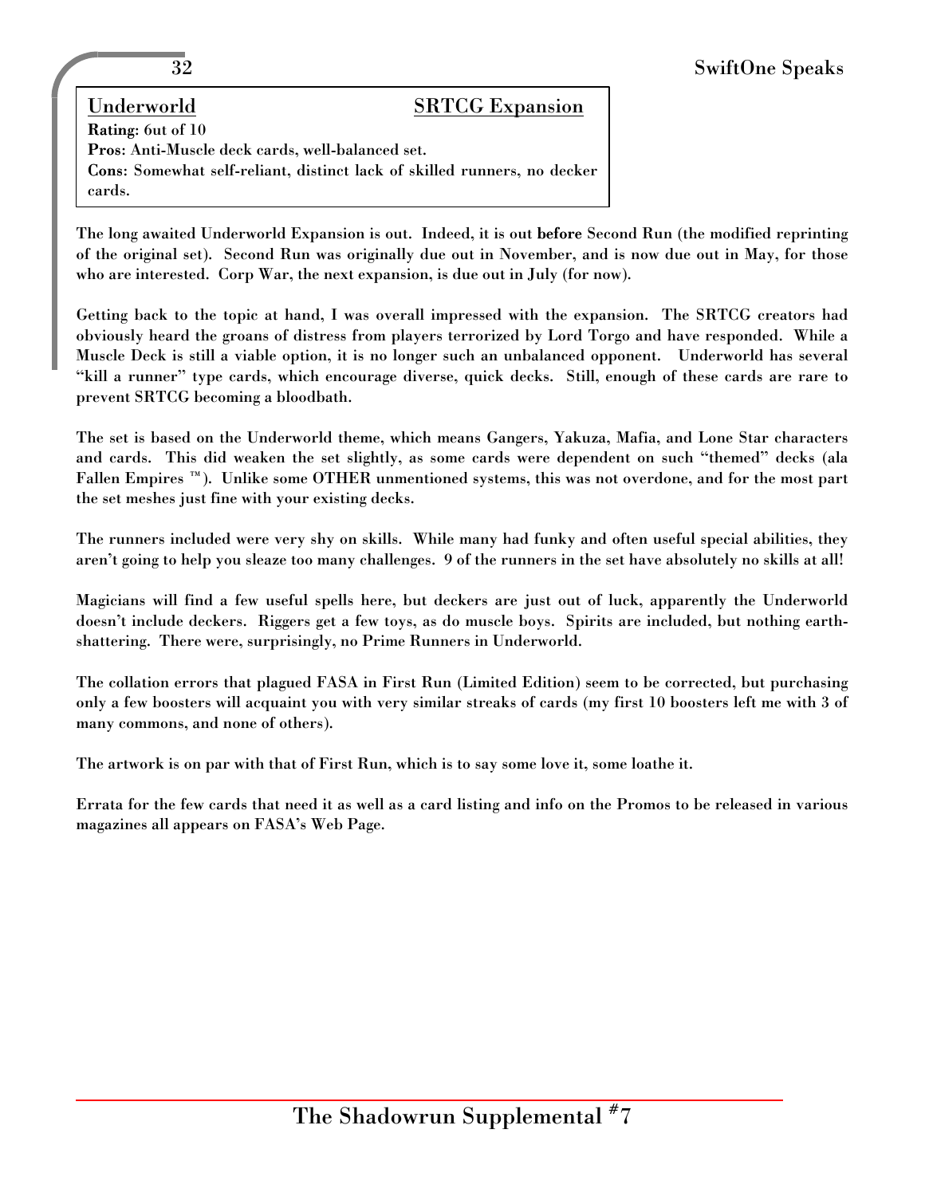**Underworld** **SRTCG Expansion**

**Rating:** 6ut of 10

**Pros:** Anti-Muscle deck cards, well-balanced set.

**Cons:** Somewhat self-reliant, distinct lack of skilled runners, no decker cards.

The long awaited Underworld Expansion is out. Indeed, it is out **before** Second Run (the modified reprinting of the original set). Second Run was originally due out in November, and is now due out in May, for those who are interested. Corp War, the next expansion, is due out in July (for now).

Getting back to the topic at hand, I was overall impressed with the expansion. The SRTCG creators had obviously heard the groans of distress from players terrorized by Lord Torgo and have responded. While a Muscle Deck is still a viable option, it is no longer such an unbalanced opponent. Underworld has several "kill a runner" type cards, which encourage diverse, quick decks. Still, enough of these cards are rare to prevent SRTCG becoming a bloodbath.

The set is based on the Underworld theme, which means Gangers, Yakuza, Mafia, and Lone Star characters and cards. This did weaken the set slightly, as some cards were dependent on such "themed" decks (ala Fallen Empires ™). Unlike some OTHER unmentioned systems, this was not overdone, and for the most part the set meshes just fine with your existing decks.

The runners included were very shy on skills. While many had funky and often useful special abilities, they aren't going to help you sleaze too many challenges. 9 of the runners in the set have absolutely no skills at all!

Magicians will find a few useful spells here, but deckers are just out of luck, apparently the Underworld doesn't include deckers. Riggers get a few toys, as do muscle boys. Spirits are included, but nothing earth-shattering. There were, surprisingly, no Prime Runners in Underworld.

The collation errors that plagued FASA in First Run (Limited Edition) seem to be corrected, but purchasing only a few boosters will acquaint you with very similar streaks of cards (my first 10 boosters left me with 3 of many commons, and none of others).

The artwork is on par with that of First Run, which is to say some love it, some loathe it.

Errata for the few cards that need it as well as a card listing and info on the Promos to be released in various magazines all appears on FASA's Web Page.